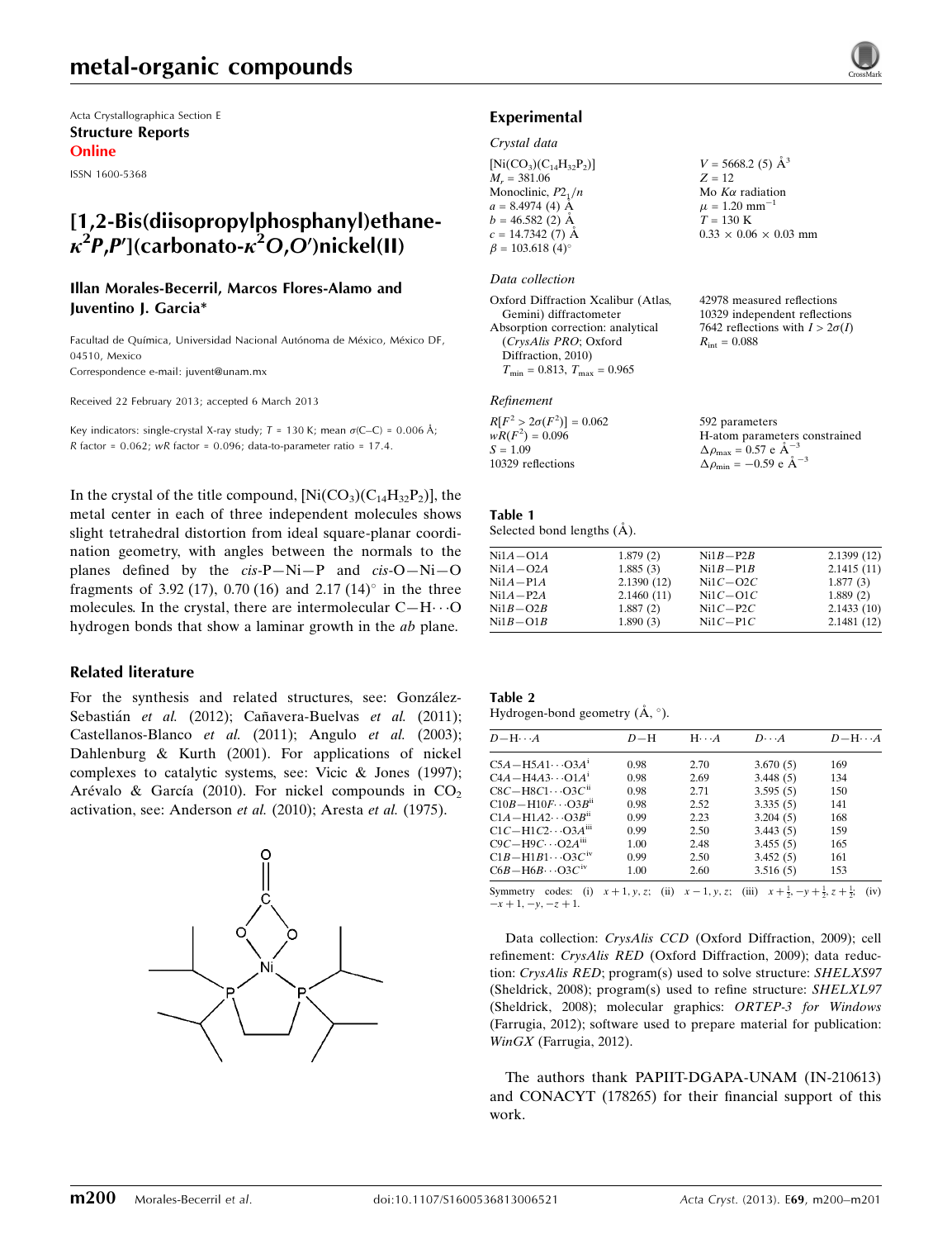Acta Crystallographica Section E
**Structure Reports Online**
ISSN 1600-5368

# [1,2-Bis(diisopropylphosphanyl)ethane-$\kappa^2P,P'$](carbonato-$\kappa^2O,O'$)nickel(II)

**Illan Morales-Becerril, Marcos Flores-Alamo and Juventino J. Garcia***

Facultad de Química, Universidad Nacional Autónoma de México, México DF, 04510, Mexico
Correspondence e-mail: juvent@unam.mx

Received 22 February 2013; accepted 6 March 2013

Key indicators: single-crystal X-ray study; $T$ = 130 K; mean $\sigma$(C–C) = 0.006 Å; $R$ factor = 0.062; $wR$ factor = 0.096; data-to-parameter ratio = 17.4.

In the crystal of the title compound, $[Ni(CO_3)(C_{14}H_{32}P_2)]$, the metal center in each of three independent molecules shows slight tetrahedral distortion from ideal square-planar coordination geometry, with angles between the normals to the planes defined by the *cis*-P—Ni—P and *cis*-O—Ni—O fragments of 3.92 (17), 0.70 (16) and 2.17 (14)° in the three molecules. In the crystal, there are intermolecular C—H⋯O hydrogen bonds that show a laminar growth in the *ab* plane.

## Related literature

For the synthesis and related structures, see: González-Sebastián *et al.* (2012); Cañavera-Buelvas *et al.* (2011); Castellanos-Blanco *et al.* (2011); Angulo *et al.* (2003); Dahlenburg & Kurth (2001). For applications of nickel complexes to catalytic systems, see: Vicic & Jones (1997); Arévalo & García (2010). For nickel compounds in $CO_2$ activation, see: Anderson *et al.* (2010); Aresta *et al.* (1975).

## Experimental

### Crystal data

$[Ni(CO_3)(C_{14}H_{32}P_2)]$
$M_r$ = 381.06
Monoclinic, $P2_1/n$
$a$ = 8.4974 (4) Å
$b$ = 46.582 (2) Å
$c$ = 14.7342 (7) Å
$\beta$ = 103.618 (4)°
$V$ = 5668.2 (5) Å$^3$
$Z$ = 12
Mo $K\alpha$ radiation
$\mu$ = 1.20 mm$^{-1}$
$T$ = 130 K
0.33 × 0.06 × 0.03 mm

### Data collection

Oxford Diffraction Xcalibur (Atlas, Gemini) diffractometer
Absorption correction: analytical (*CrysAlis PRO*; Oxford Diffraction, 2010)
$T_{min}$ = 0.813, $T_{max}$ = 0.965
42978 measured reflections
10329 independent reflections
7642 reflections with $I > 2\sigma(I)$
$R_{int}$ = 0.088

### Refinement

$R[F^2 > 2\sigma(F^2)]$ = 0.062
$wR(F^2)$ = 0.096
$S$ = 1.09
10329 reflections
592 parameters
H-atom parameters constrained
$\Delta\rho_{max}$ = 0.57 e Å$^{-3}$
$\Delta\rho_{min}$ = −0.59 e Å$^{-3}$

**Table 1**
Selected bond lengths (Å).

| | | | |
|---|---|---|---|
| Ni1A—O1A | 1.879 (2) | Ni1B—P2B | 2.1399 (12) |
| Ni1A—O2A | 1.885 (3) | Ni1B—P1B | 2.1415 (11) |
| Ni1A—P1A | 2.1390 (12) | Ni1C—O2C | 1.877 (3) |
| Ni1A—P2A | 2.1460 (11) | Ni1C—O1C | 1.889 (2) |
| Ni1B—O2B | 1.887 (2) | Ni1C—P2C | 2.1433 (10) |
| Ni1B—O1B | 1.890 (3) | Ni1C—P1C | 2.1481 (12) |

**Table 2**
Hydrogen-bond geometry (Å, °).

| $D$—H⋯$A$ | $D$—H | H⋯$A$ | $D$⋯$A$ | $D$—H⋯$A$ |
|---|---|---|---|---|
| C5A—H5A1⋯O3A$^{i}$ | 0.98 | 2.70 | 3.670 (5) | 169 |
| C4A—H4A3⋯O1A$^{i}$ | 0.98 | 2.69 | 3.448 (5) | 134 |
| C8C—H8C1⋯O3C$^{ii}$ | 0.98 | 2.71 | 3.595 (5) | 150 |
| C10B—H10F⋯O3B$^{ii}$ | 0.98 | 2.52 | 3.335 (5) | 141 |
| C1A—H1A2⋯O3B$^{ii}$ | 0.99 | 2.23 | 3.204 (5) | 168 |
| C1C—H1C2⋯O3A$^{iii}$ | 0.99 | 2.50 | 3.443 (5) | 159 |
| C9C—H9C⋯O2A$^{iii}$ | 1.00 | 2.48 | 3.455 (5) | 165 |
| C1B—H1B1⋯O3C$^{iv}$ | 0.99 | 2.50 | 3.452 (5) | 161 |
| C6B—H6B⋯O3C$^{iv}$ | 1.00 | 2.60 | 3.516 (5) | 153 |

Symmetry codes: (i) $x+1, y, z$; (ii) $x-1, y, z$; (iii) $x+\frac{1}{2}, -y+\frac{1}{2}, z+\frac{1}{2}$; (iv) $-x+1, -y, -z+1$.

Data collection: *CrysAlis CCD* (Oxford Diffraction, 2009); cell refinement: *CrysAlis RED* (Oxford Diffraction, 2009); data reduction: *CrysAlis RED*; program(s) used to solve structure: *SHELXS97* (Sheldrick, 2008); program(s) used to refine structure: *SHELXL97* (Sheldrick, 2008); molecular graphics: *ORTEP-3 for Windows* (Farrugia, 2012); software used to prepare material for publication: *WinGX* (Farrugia, 2012).

The authors thank PAPIIT-DGAPA-UNAM (IN-210613) and CONACYT (178265) for their financial support of this work.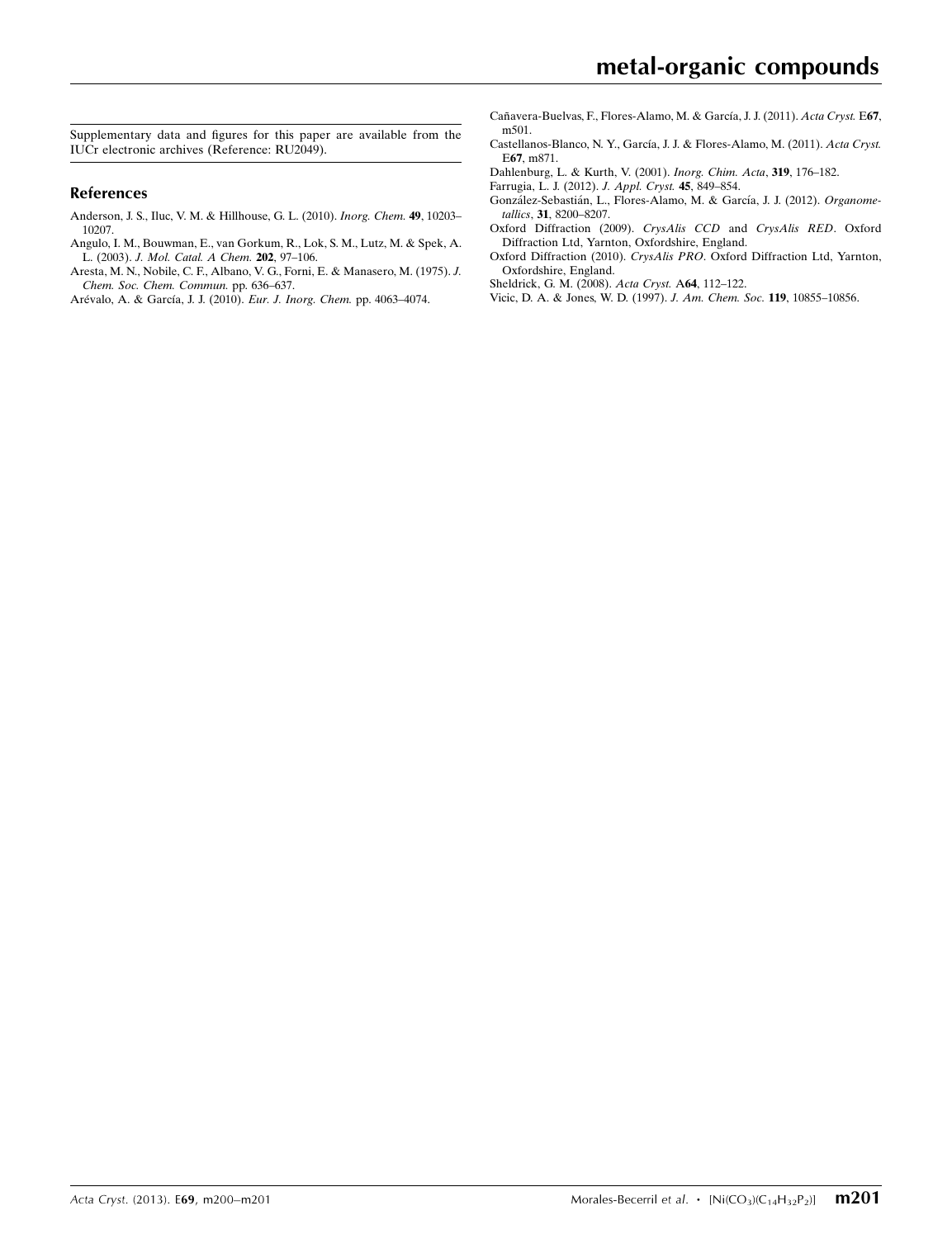Supplementary data and figures for this paper are available from the IUCr electronic archives (Reference: RU2049).

## References

Anderson, J. S., Iluc, V. M. & Hillhouse, G. L. (2010). *Inorg. Chem.* **49**, 10203–10207.

Angulo, I. M., Bouwman, E., van Gorkum, R., Lok, S. M., Lutz, M. & Spek, A. L. (2003). *J. Mol. Catal. A Chem.* **202**, 97–106.

Aresta, M. N., Nobile, C. F., Albano, V. G., Forni, E. & Manasero, M. (1975). *J. Chem. Soc. Chem. Commun.* pp. 636–637.

Arévalo, A. & García, J. J. (2010). *Eur. J. Inorg. Chem.* pp. 4063–4074.

Cañavera-Buelvas, F., Flores-Alamo, M. & García, J. J. (2011). *Acta Cryst.* E**67**, m501.

Castellanos-Blanco, N. Y., García, J. J. & Flores-Alamo, M. (2011). *Acta Cryst.* E**67**, m871.

Dahlenburg, L. & Kurth, V. (2001). *Inorg. Chim. Acta*, **319**, 176–182.

Farrugia, L. J. (2012). *J. Appl. Cryst.* **45**, 849–854.

González-Sebastián, L., Flores-Alamo, M. & García, J. J. (2012). *Organometallics*, **31**, 8200–8207.

Oxford Diffraction (2009). *CrysAlis CCD* and *CrysAlis RED*. Oxford Diffraction Ltd, Yarnton, Oxfordshire, England.

Oxford Diffraction (2010). *CrysAlis PRO*. Oxford Diffraction Ltd, Yarnton, Oxfordshire, England.

Sheldrick, G. M. (2008). *Acta Cryst.* A**64**, 112–122.

Vicic, D. A. & Jones, W. D. (1997). *J. Am. Chem. Soc.* **119**, 10855–10856.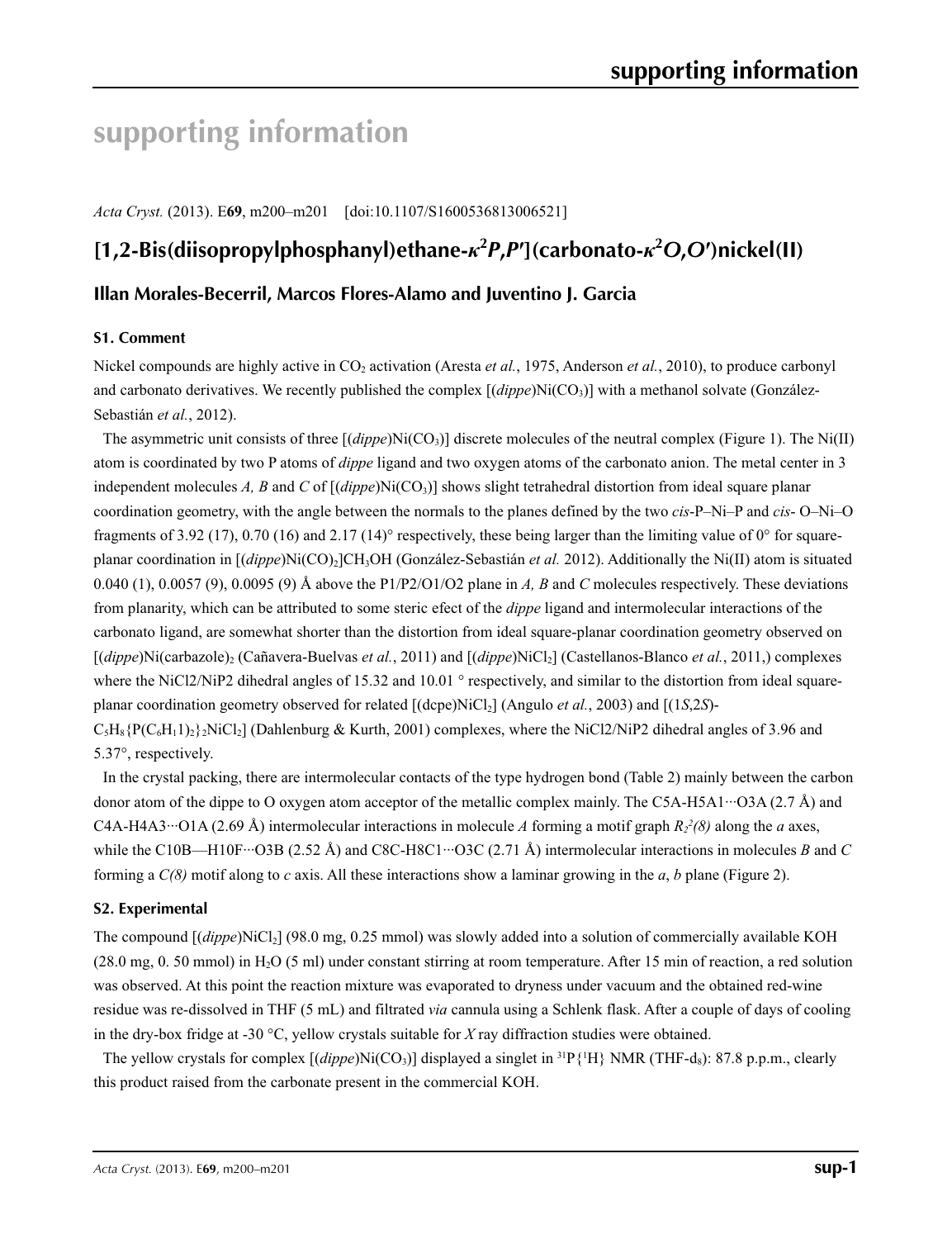# supporting information

*Acta Cryst.* (2013). E**69**, m200–m201 [doi:10.1107/S1600536813006521]

## [1,2-Bis(diisopropylphosphanyl)ethane-$\kappa^2$*P*,*P*′](carbonato-$\kappa^2$*O*,*O*′)nickel(II)

### Illan Morales-Becerril, Marcos Flores-Alamo and Juventino J. Garcia

#### S1. Comment

Nickel compounds are highly active in $CO_2$ activation (Aresta *et al.*, 1975, Anderson *et al.*, 2010), to produce carbonyl and carbonato derivatives. We recently published the complex [(*dippe*)Ni($CO_3$)] with a methanol solvate (González-Sebastián *et al.*, 2012).

The asymmetric unit consists of three [(*dippe*)Ni($CO_3$)] discrete molecules of the neutral complex (Figure 1). The Ni(II) atom is coordinated by two P atoms of *dippe* ligand and two oxygen atoms of the carbonato anion. The metal center in 3 independent molecules *A, B* and *C* of [(*dippe*)Ni($CO_3$)] shows slight tetrahedral distortion from ideal square planar coordination geometry, with the angle between the normals to the planes defined by the two *cis*-P–Ni–P and *cis*- O–Ni–O fragments of 3.92 (17), 0.70 (16) and 2.17 (14)° respectively, these being larger than the limiting value of 0° for square-planar coordination in [(*dippe*)Ni(CO)$_2$]$CH_3OH$ (González-Sebastián *et al.* 2012). Additionally the Ni(II) atom is situated 0.040 (1), 0.0057 (9), 0.0095 (9) Å above the P1/P2/O1/O2 plane in *A, B* and *C* molecules respectively. These deviations from planarity, which can be attributed to some steric efect of the *dippe* ligand and intermolecular interactions of the carbonato ligand, are somewhat shorter than the distortion from ideal square-planar coordination geometry observed on [(*dippe*)Ni(carbazole)$_2$ (Cañavera-Buelvas *et al.*, 2011) and [(*dippe*)NiCl$_2$] (Castellanos-Blanco *et al.*, 2011,) complexes where the NiCl2/NiP2 dihedral angles of 15.32 and 10.01 ° respectively, and similar to the distortion from ideal square-planar coordination geometry observed for related [(dcpe)NiCl$_2$] (Angulo *et al.*, 2003) and [(1*S*,2*S*)-$C_5H_8${P($C_6H_{11}$)$_2$}$_2$NiCl$_2$] (Dahlenburg & Kurth, 2001) complexes, where the NiCl2/NiP2 dihedral angles of 3.96 and 5.37°, respectively.

In the crystal packing, there are intermolecular contacts of the type hydrogen bond (Table 2) mainly between the carbon donor atom of the dippe to O oxygen atom acceptor of the metallic complex mainly. The C5A-H5A1···O3A (2.7 Å) and C4A-H4A3···O1A (2.69 Å) intermolecular interactions in molecule *A* forming a motif graph $R_2^2(8)$ along the *a* axes, while the C10B—H10F···O3B (2.52 Å) and C8C-H8C1···O3C (2.71 Å) intermolecular interactions in molecules *B* and *C* forming a *C(8)* motif along to *c* axis. All these interactions show a laminar growing in the *a*, *b* plane (Figure 2).

#### S2. Experimental

The compound [(*dippe*)NiCl$_2$] (98.0 mg, 0.25 mmol) was slowly added into a solution of commercially available KOH (28.0 mg, 0. 50 mmol) in $H_2O$ (5 ml) under constant stirring at room temperature. After 15 min of reaction, a red solution was observed. At this point the reaction mixture was evaporated to dryness under vacuum and the obtained red-wine residue was re-dissolved in THF (5 mL) and filtrated *via* cannula using a Schlenk flask. After a couple of days of cooling in the dry-box fridge at -30 °C, yellow crystals suitable for *X* ray diffraction studies were obtained.

The yellow crystals for complex [(*dippe*)Ni($CO_3$)] displayed a singlet in $^{31}P\{^1H\}$ NMR (THF-d$_8$): 87.8 p.p.m., clearly this product raised from the carbonate present in the commercial KOH.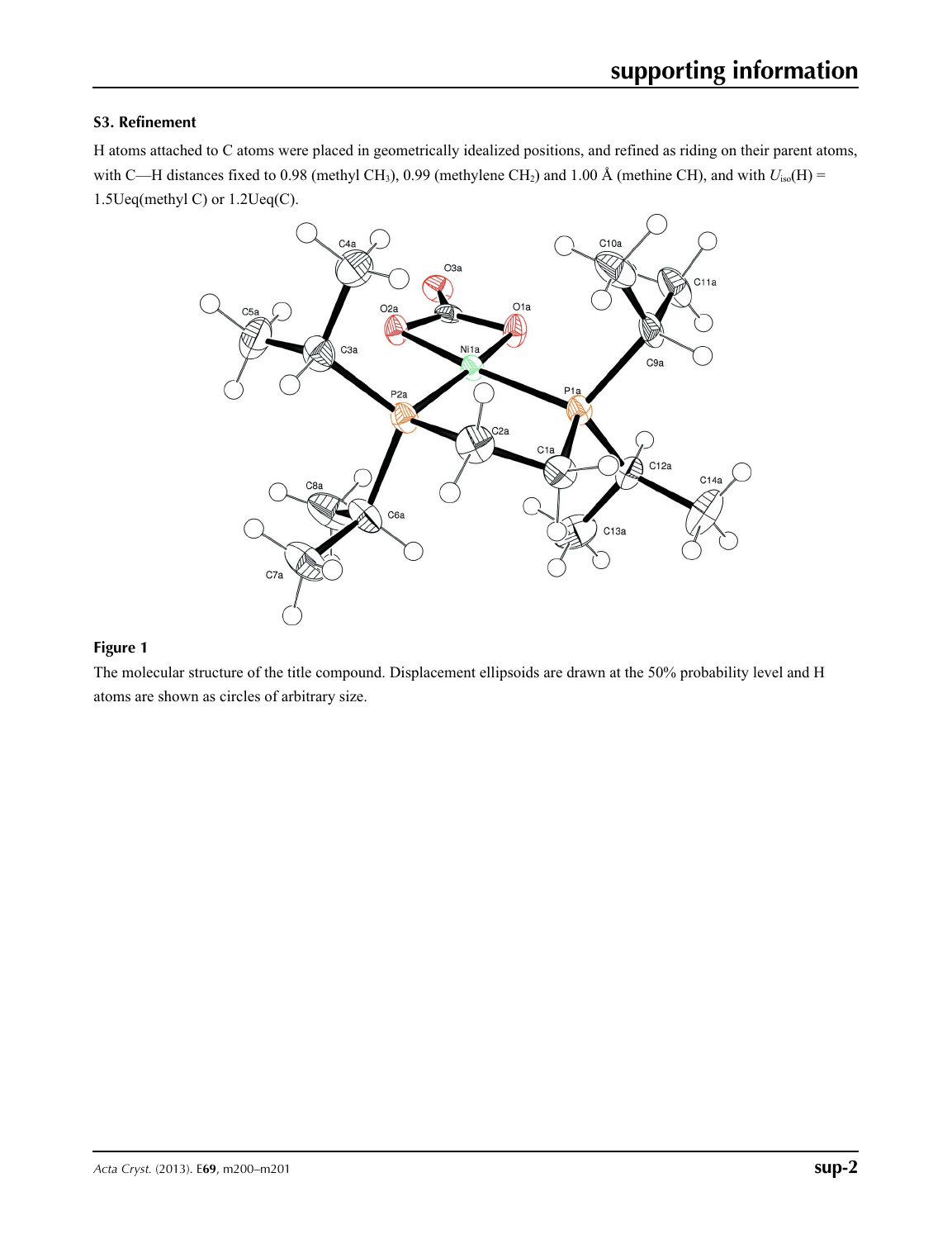### S3. Refinement

H atoms attached to C atoms were placed in geometrically idealized positions, and refined as riding on their parent atoms, with C—H distances fixed to 0.98 (methyl $CH_3$), 0.99 (methylene $CH_2$) and 1.00 Å (methine CH), and with $U_{iso}(H)$ = 1.5Ueq(methyl C) or 1.2Ueq(C).

**Figure 1**

The molecular structure of the title compound. Displacement ellipsoids are drawn at the 50% probability level and H atoms are shown as circles of arbitrary size.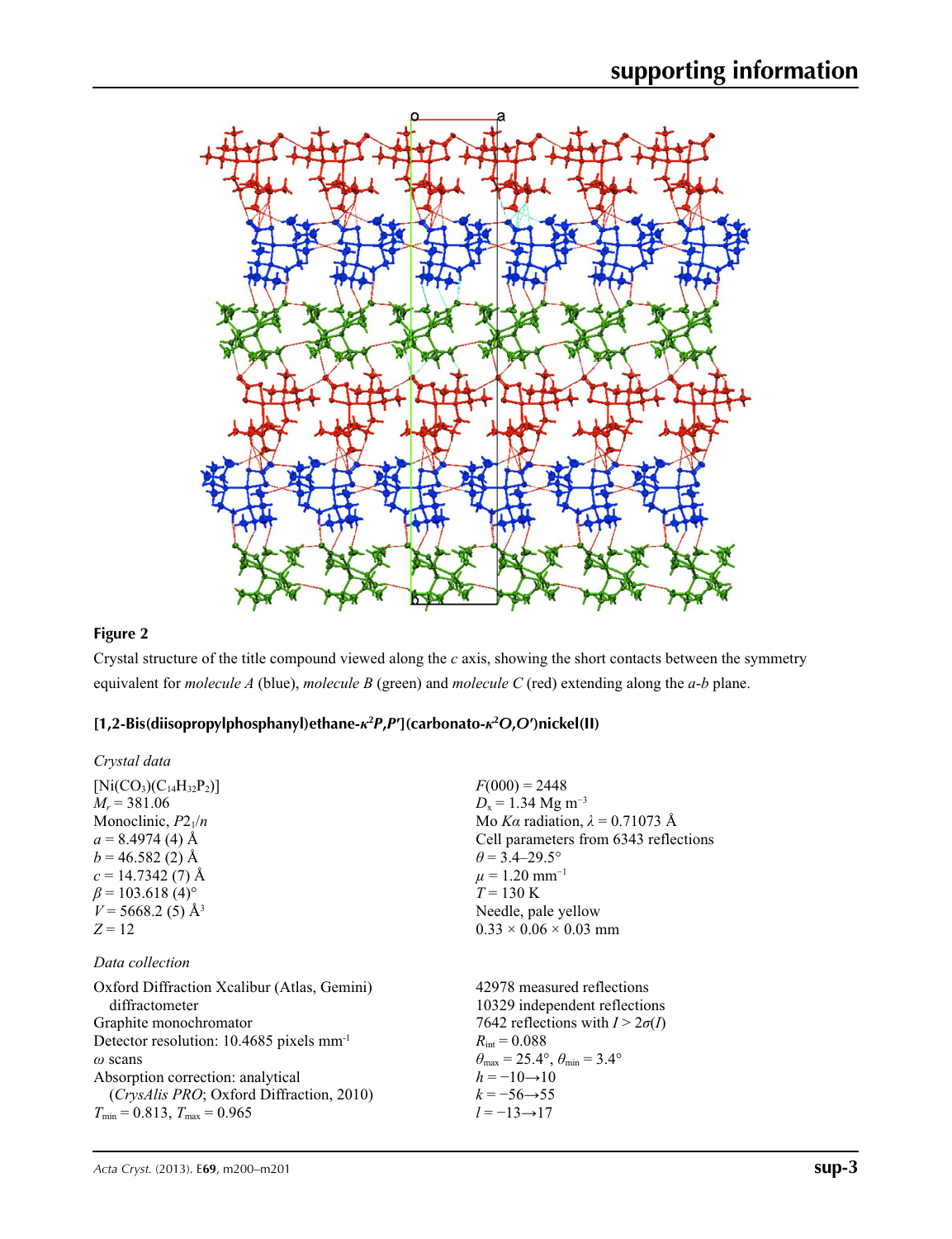**Figure 2**

Crystal structure of the title compound viewed along the *c* axis, showing the short contacts between the symmetry equivalent for *molecule A* (blue), *molecule B* (green) and *molecule C* (red) extending along the *a*-*b* plane.

### [1,2-Bis(diisopropylphosphanyl)ethane-$\kappa^2P,P'$](carbonato-$\kappa^2O,O'$)nickel(II)

*Crystal data*

$[Ni(CO_3)(C_{14}H_{32}P_2)]$
$M_r = 381.06$
Monoclinic, $P2_1/n$
$a = 8.4974$ (4) Å
$b = 46.582$ (2) Å
$c = 14.7342$ (7) Å
$\beta = 103.618$ (4)°
$V = 5668.2$ (5) Å$^3$
$Z = 12$
$F(000) = 2448$
$D_x = 1.34$ Mg m$^{-3}$
Mo $K\alpha$ radiation, $\lambda = 0.71073$ Å
Cell parameters from 6343 reflections
$\theta = 3.4$–29.5°
$\mu = 1.20$ mm$^{-1}$
$T = 130$ K
Needle, pale yellow
0.33 × 0.06 × 0.03 mm

*Data collection*

Oxford Diffraction Xcalibur (Atlas, Gemini) diffractometer
Graphite monochromator
Detector resolution: 10.4685 pixels mm$^{-1}$
$\omega$ scans
Absorption correction: analytical (*CrysAlis PRO*; Oxford Diffraction, 2010)
$T_{min} = 0.813$, $T_{max} = 0.965$
42978 measured reflections
10329 independent reflections
7642 reflections with $I > 2\sigma(I)$
$R_{int} = 0.088$
$\theta_{max} = 25.4°$, $\theta_{min} = 3.4°$
$h = -10 \rightarrow 10$
$k = -56 \rightarrow 55$
$l = -13 \rightarrow 17$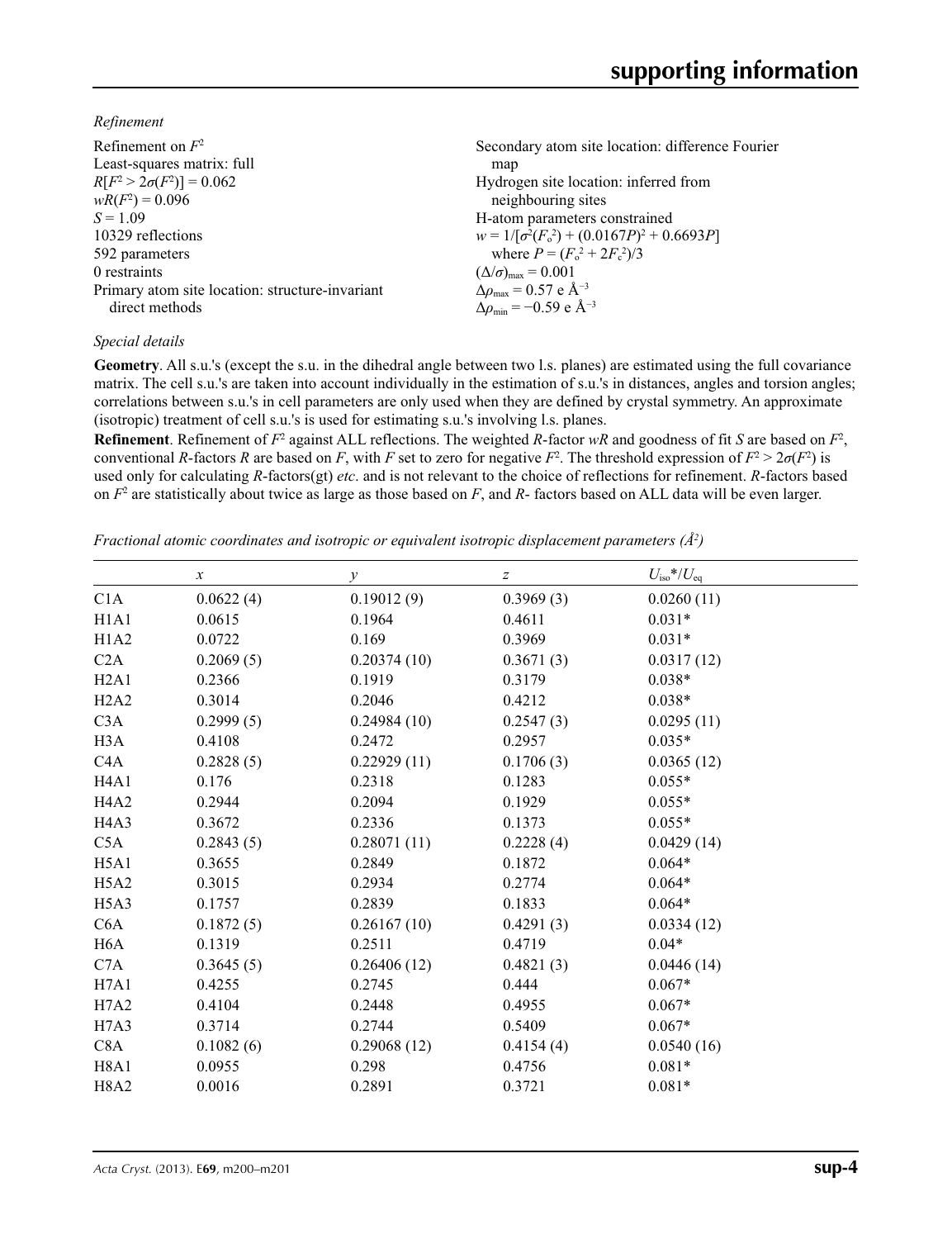*Refinement*

Refinement on $F^2$
Least-squares matrix: full
$R[F^2 > 2\sigma(F^2)] = 0.062$
$wR(F^2) = 0.096$
$S = 1.09$
10329 reflections
592 parameters
0 restraints
Primary atom site location: structure-invariant direct methods
Secondary atom site location: difference Fourier map
Hydrogen site location: inferred from neighbouring sites
H-atom parameters constrained
$w = 1/[\sigma^2(F_o^2) + (0.0167P)^2 + 0.6693P]$ where $P = (F_o^2 + 2F_c^2)/3$
$(\Delta/\sigma)_{max} = 0.001$
$\Delta\rho_{max} = 0.57$ e Å$^{-3}$
$\Delta\rho_{min} = -0.59$ e Å$^{-3}$

*Special details*

**Geometry**. All s.u.'s (except the s.u. in the dihedral angle between two l.s. planes) are estimated using the full covariance matrix. The cell s.u.'s are taken into account individually in the estimation of s.u.'s in distances, angles and torsion angles; correlations between s.u.'s in cell parameters are only used when they are defined by crystal symmetry. An approximate (isotropic) treatment of cell s.u.'s is used for estimating s.u.'s involving l.s. planes.

**Refinement**. Refinement of $F^2$ against ALL reflections. The weighted $R$-factor $wR$ and goodness of fit $S$ are based on $F^2$, conventional $R$-factors $R$ are based on $F$, with $F$ set to zero for negative $F^2$. The threshold expression of $F^2 > 2\sigma(F^2)$ is used only for calculating $R$-factors(gt) *etc*. and is not relevant to the choice of reflections for refinement. $R$-factors based on $F^2$ are statistically about twice as large as those based on $F$, and $R$- factors based on ALL data will be even larger.

*Fractional atomic coordinates and isotropic or equivalent isotropic displacement parameters (Å$^2$)*

| | $x$ | $y$ | $z$ | $U_{iso}$\*/$U_{eq}$ |
|---|---|---|---|---|
| C1A | 0.0622 (4) | 0.19012 (9) | 0.3969 (3) | 0.0260 (11) |
| H1A1 | 0.0615 | 0.1964 | 0.4611 | 0.031* |
| H1A2 | 0.0722 | 0.169 | 0.3969 | 0.031* |
| C2A | 0.2069 (5) | 0.20374 (10) | 0.3671 (3) | 0.0317 (12) |
| H2A1 | 0.2366 | 0.1919 | 0.3179 | 0.038* |
| H2A2 | 0.3014 | 0.2046 | 0.4212 | 0.038* |
| C3A | 0.2999 (5) | 0.24984 (10) | 0.2547 (3) | 0.0295 (11) |
| H3A | 0.4108 | 0.2472 | 0.2957 | 0.035* |
| C4A | 0.2828 (5) | 0.22929 (11) | 0.1706 (3) | 0.0365 (12) |
| H4A1 | 0.176 | 0.2318 | 0.1283 | 0.055* |
| H4A2 | 0.2944 | 0.2094 | 0.1929 | 0.055* |
| H4A3 | 0.3672 | 0.2336 | 0.1373 | 0.055* |
| C5A | 0.2843 (5) | 0.28071 (11) | 0.2228 (4) | 0.0429 (14) |
| H5A1 | 0.3655 | 0.2849 | 0.1872 | 0.064* |
| H5A2 | 0.3015 | 0.2934 | 0.2774 | 0.064* |
| H5A3 | 0.1757 | 0.2839 | 0.1833 | 0.064* |
| C6A | 0.1872 (5) | 0.26167 (10) | 0.4291 (3) | 0.0334 (12) |
| H6A | 0.1319 | 0.2511 | 0.4719 | 0.04* |
| C7A | 0.3645 (5) | 0.26406 (12) | 0.4821 (3) | 0.0446 (14) |
| H7A1 | 0.4255 | 0.2745 | 0.444 | 0.067* |
| H7A2 | 0.4104 | 0.2448 | 0.4955 | 0.067* |
| H7A3 | 0.3714 | 0.2744 | 0.5409 | 0.067* |
| C8A | 0.1082 (6) | 0.29068 (12) | 0.4154 (4) | 0.0540 (16) |
| H8A1 | 0.0955 | 0.298 | 0.4756 | 0.081* |
| H8A2 | 0.0016 | 0.2891 | 0.3721 | 0.081* |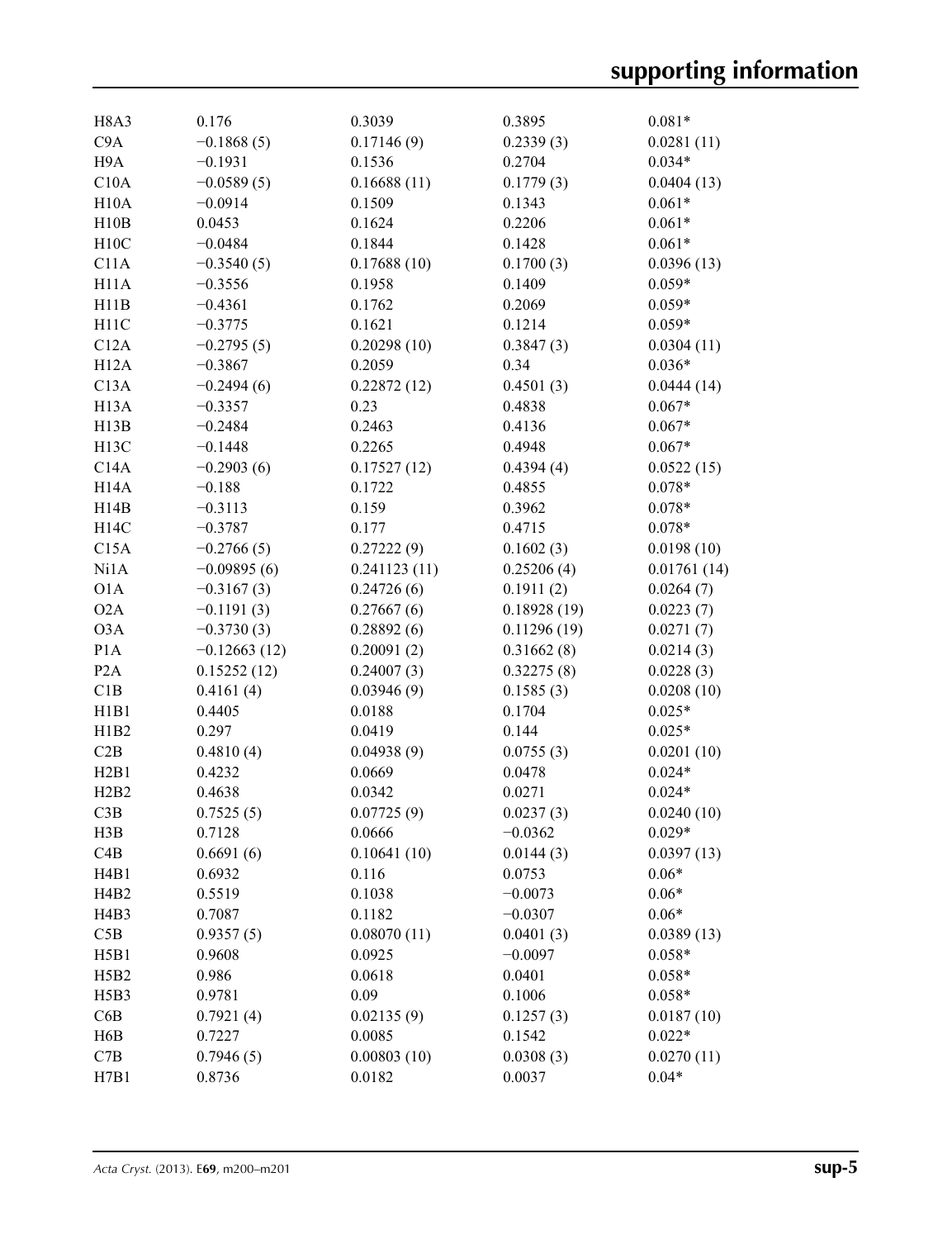| | | | | |
|---|---|---|---|---|
| H8A3 | 0.176 | 0.3039 | 0.3895 | 0.081* |
| C9A | −0.1868 (5) | 0.17146 (9) | 0.2339 (3) | 0.0281 (11) |
| H9A | −0.1931 | 0.1536 | 0.2704 | 0.034* |
| C10A | −0.0589 (5) | 0.16688 (11) | 0.1779 (3) | 0.0404 (13) |
| H10A | −0.0914 | 0.1509 | 0.1343 | 0.061* |
| H10B | 0.0453 | 0.1624 | 0.2206 | 0.061* |
| H10C | −0.0484 | 0.1844 | 0.1428 | 0.061* |
| C11A | −0.3540 (5) | 0.17688 (10) | 0.1700 (3) | 0.0396 (13) |
| H11A | −0.3556 | 0.1958 | 0.1409 | 0.059* |
| H11B | −0.4361 | 0.1762 | 0.2069 | 0.059* |
| H11C | −0.3775 | 0.1621 | 0.1214 | 0.059* |
| C12A | −0.2795 (5) | 0.20298 (10) | 0.3847 (3) | 0.0304 (11) |
| H12A | −0.3867 | 0.2059 | 0.34 | 0.036* |
| C13A | −0.2494 (6) | 0.22872 (12) | 0.4501 (3) | 0.0444 (14) |
| H13A | −0.3357 | 0.23 | 0.4838 | 0.067* |
| H13B | −0.2484 | 0.2463 | 0.4136 | 0.067* |
| H13C | −0.1448 | 0.2265 | 0.4948 | 0.067* |
| C14A | −0.2903 (6) | 0.17527 (12) | 0.4394 (4) | 0.0522 (15) |
| H14A | −0.188 | 0.1722 | 0.4855 | 0.078* |
| H14B | −0.3113 | 0.159 | 0.3962 | 0.078* |
| H14C | −0.3787 | 0.177 | 0.4715 | 0.078* |
| C15A | −0.2766 (5) | 0.27222 (9) | 0.1602 (3) | 0.0198 (10) |
| Ni1A | −0.09895 (6) | 0.241123 (11) | 0.25206 (4) | 0.01761 (14) |
| O1A | −0.3167 (3) | 0.24726 (6) | 0.1911 (2) | 0.0264 (7) |
| O2A | −0.1191 (3) | 0.27667 (6) | 0.18928 (19) | 0.0223 (7) |
| O3A | −0.3730 (3) | 0.28892 (6) | 0.11296 (19) | 0.0271 (7) |
| P1A | −0.12663 (12) | 0.20091 (2) | 0.31662 (8) | 0.0214 (3) |
| P2A | 0.15252 (12) | 0.24007 (3) | 0.32275 (8) | 0.0228 (3) |
| C1B | 0.4161 (4) | 0.03946 (9) | 0.1585 (3) | 0.0208 (10) |
| H1B1 | 0.4405 | 0.0188 | 0.1704 | 0.025* |
| H1B2 | 0.297 | 0.0419 | 0.144 | 0.025* |
| C2B | 0.4810 (4) | 0.04938 (9) | 0.0755 (3) | 0.0201 (10) |
| H2B1 | 0.4232 | 0.0669 | 0.0478 | 0.024* |
| H2B2 | 0.4638 | 0.0342 | 0.0271 | 0.024* |
| C3B | 0.7525 (5) | 0.07725 (9) | 0.0237 (3) | 0.0240 (10) |
| H3B | 0.7128 | 0.0666 | −0.0362 | 0.029* |
| C4B | 0.6691 (6) | 0.10641 (10) | 0.0144 (3) | 0.0397 (13) |
| H4B1 | 0.6932 | 0.116 | 0.0753 | 0.06* |
| H4B2 | 0.5519 | 0.1038 | −0.0073 | 0.06* |
| H4B3 | 0.7087 | 0.1182 | −0.0307 | 0.06* |
| C5B | 0.9357 (5) | 0.08070 (11) | 0.0401 (3) | 0.0389 (13) |
| H5B1 | 0.9608 | 0.0925 | −0.0097 | 0.058* |
| H5B2 | 0.986 | 0.0618 | 0.0401 | 0.058* |
| H5B3 | 0.9781 | 0.09 | 0.1006 | 0.058* |
| C6B | 0.7921 (4) | 0.02135 (9) | 0.1257 (3) | 0.0187 (10) |
| H6B | 0.7227 | 0.0085 | 0.1542 | 0.022* |
| C7B | 0.7946 (5) | 0.00803 (10) | 0.0308 (3) | 0.0270 (11) |
| H7B1 | 0.8736 | 0.0182 | 0.0037 | 0.04* |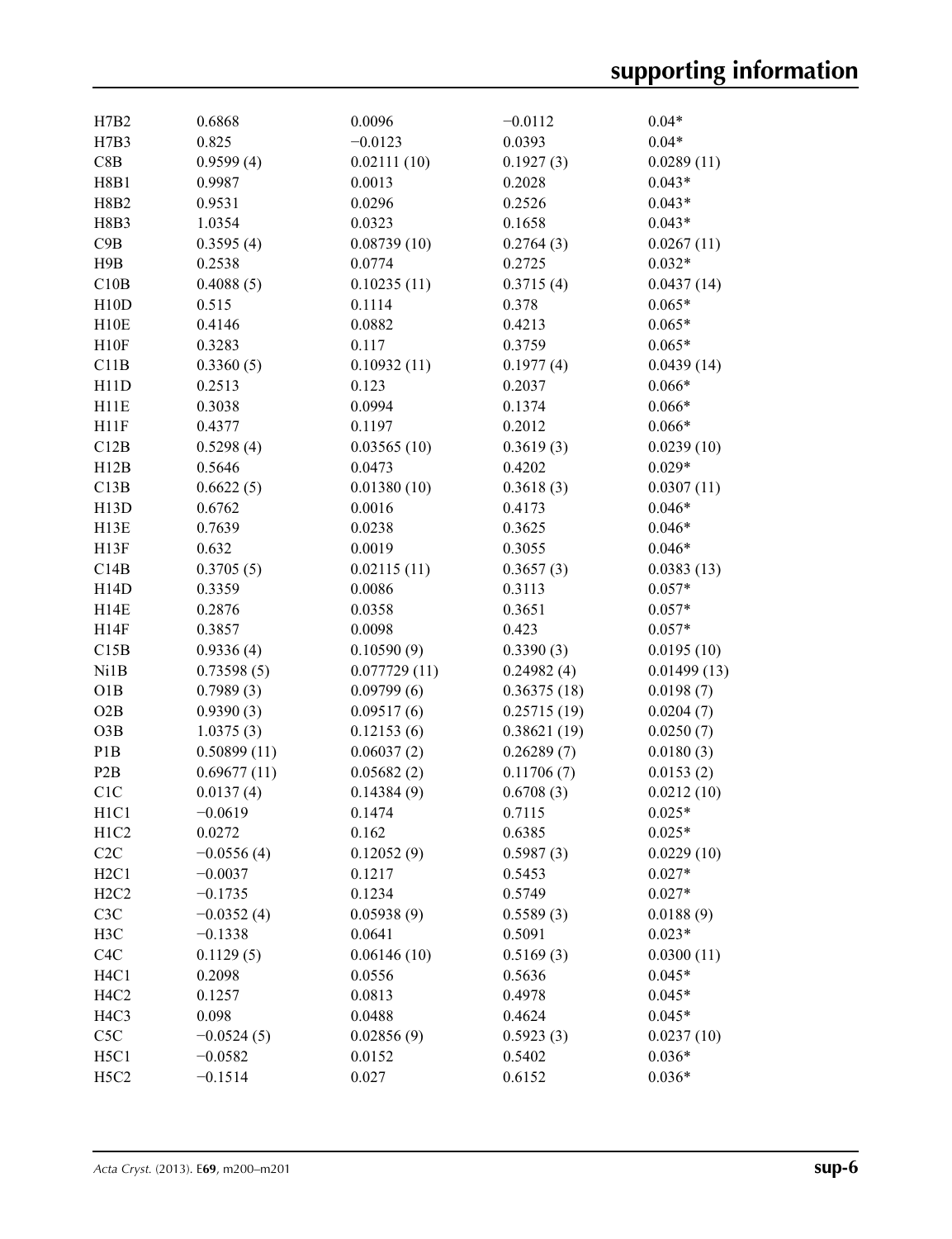| | | | | |
|---|---|---|---|---|
| H7B2 | 0.6868 | 0.0096 | −0.0112 | 0.04* |
| H7B3 | 0.825 | −0.0123 | 0.0393 | 0.04* |
| C8B | 0.9599 (4) | 0.02111 (10) | 0.1927 (3) | 0.0289 (11) |
| H8B1 | 0.9987 | 0.0013 | 0.2028 | 0.043* |
| H8B2 | 0.9531 | 0.0296 | 0.2526 | 0.043* |
| H8B3 | 1.0354 | 0.0323 | 0.1658 | 0.043* |
| C9B | 0.3595 (4) | 0.08739 (10) | 0.2764 (3) | 0.0267 (11) |
| H9B | 0.2538 | 0.0774 | 0.2725 | 0.032* |
| C10B | 0.4088 (5) | 0.10235 (11) | 0.3715 (4) | 0.0437 (14) |
| H10D | 0.515 | 0.1114 | 0.378 | 0.065* |
| H10E | 0.4146 | 0.0882 | 0.4213 | 0.065* |
| H10F | 0.3283 | 0.117 | 0.3759 | 0.065* |
| C11B | 0.3360 (5) | 0.10932 (11) | 0.1977 (4) | 0.0439 (14) |
| H11D | 0.2513 | 0.123 | 0.2037 | 0.066* |
| H11E | 0.3038 | 0.0994 | 0.1374 | 0.066* |
| H11F | 0.4377 | 0.1197 | 0.2012 | 0.066* |
| C12B | 0.5298 (4) | 0.03565 (10) | 0.3619 (3) | 0.0239 (10) |
| H12B | 0.5646 | 0.0473 | 0.4202 | 0.029* |
| C13B | 0.6622 (5) | 0.01380 (10) | 0.3618 (3) | 0.0307 (11) |
| H13D | 0.6762 | 0.0016 | 0.4173 | 0.046* |
| H13E | 0.7639 | 0.0238 | 0.3625 | 0.046* |
| H13F | 0.632 | 0.0019 | 0.3055 | 0.046* |
| C14B | 0.3705 (5) | 0.02115 (11) | 0.3657 (3) | 0.0383 (13) |
| H14D | 0.3359 | 0.0086 | 0.3113 | 0.057* |
| H14E | 0.2876 | 0.0358 | 0.3651 | 0.057* |
| H14F | 0.3857 | 0.0098 | 0.423 | 0.057* |
| C15B | 0.9336 (4) | 0.10590 (9) | 0.3390 (3) | 0.0195 (10) |
| Ni1B | 0.73598 (5) | 0.077729 (11) | 0.24982 (4) | 0.01499 (13) |
| O1B | 0.7989 (3) | 0.09799 (6) | 0.36375 (18) | 0.0198 (7) |
| O2B | 0.9390 (3) | 0.09517 (6) | 0.25715 (19) | 0.0204 (7) |
| O3B | 1.0375 (3) | 0.12153 (6) | 0.38621 (19) | 0.0250 (7) |
| P1B | 0.50899 (11) | 0.06037 (2) | 0.26289 (7) | 0.0180 (3) |
| P2B | 0.69677 (11) | 0.05682 (2) | 0.11706 (7) | 0.0153 (2) |
| C1C | 0.0137 (4) | 0.14384 (9) | 0.6708 (3) | 0.0212 (10) |
| H1C1 | −0.0619 | 0.1474 | 0.7115 | 0.025* |
| H1C2 | 0.0272 | 0.162 | 0.6385 | 0.025* |
| C2C | −0.0556 (4) | 0.12052 (9) | 0.5987 (3) | 0.0229 (10) |
| H2C1 | −0.0037 | 0.1217 | 0.5453 | 0.027* |
| H2C2 | −0.1735 | 0.1234 | 0.5749 | 0.027* |
| C3C | −0.0352 (4) | 0.05938 (9) | 0.5589 (3) | 0.0188 (9) |
| H3C | −0.1338 | 0.0641 | 0.5091 | 0.023* |
| C4C | 0.1129 (5) | 0.06146 (10) | 0.5169 (3) | 0.0300 (11) |
| H4C1 | 0.2098 | 0.0556 | 0.5636 | 0.045* |
| H4C2 | 0.1257 | 0.0813 | 0.4978 | 0.045* |
| H4C3 | 0.098 | 0.0488 | 0.4624 | 0.045* |
| C5C | −0.0524 (5) | 0.02856 (9) | 0.5923 (3) | 0.0237 (10) |
| H5C1 | −0.0582 | 0.0152 | 0.5402 | 0.036* |
| H5C2 | −0.1514 | 0.027 | 0.6152 | 0.036* |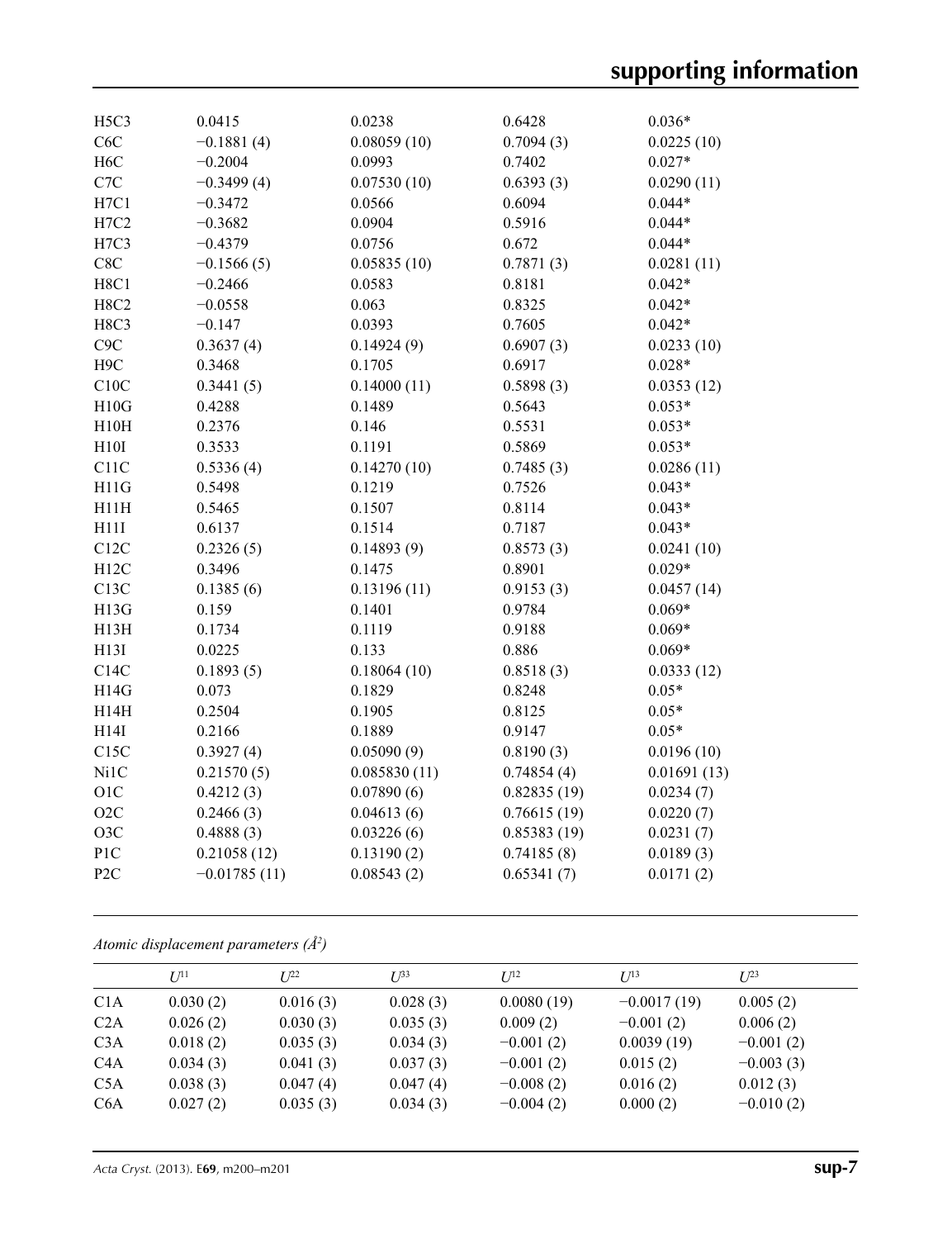| | | | | |
|---|---|---|---|---|
| H5C3 | 0.0415 | 0.0238 | 0.6428 | 0.036* |
| C6C | −0.1881 (4) | 0.08059 (10) | 0.7094 (3) | 0.0225 (10) |
| H6C | −0.2004 | 0.0993 | 0.7402 | 0.027* |
| C7C | −0.3499 (4) | 0.07530 (10) | 0.6393 (3) | 0.0290 (11) |
| H7C1 | −0.3472 | 0.0566 | 0.6094 | 0.044* |
| H7C2 | −0.3682 | 0.0904 | 0.5916 | 0.044* |
| H7C3 | −0.4379 | 0.0756 | 0.672 | 0.044* |
| C8C | −0.1566 (5) | 0.05835 (10) | 0.7871 (3) | 0.0281 (11) |
| H8C1 | −0.2466 | 0.0583 | 0.8181 | 0.042* |
| H8C2 | −0.0558 | 0.063 | 0.8325 | 0.042* |
| H8C3 | −0.147 | 0.0393 | 0.7605 | 0.042* |
| C9C | 0.3637 (4) | 0.14924 (9) | 0.6907 (3) | 0.0233 (10) |
| H9C | 0.3468 | 0.1705 | 0.6917 | 0.028* |
| C10C | 0.3441 (5) | 0.14000 (11) | 0.5898 (3) | 0.0353 (12) |
| H10G | 0.4288 | 0.1489 | 0.5643 | 0.053* |
| H10H | 0.2376 | 0.146 | 0.5531 | 0.053* |
| H10I | 0.3533 | 0.1191 | 0.5869 | 0.053* |
| C11C | 0.5336 (4) | 0.14270 (10) | 0.7485 (3) | 0.0286 (11) |
| H11G | 0.5498 | 0.1219 | 0.7526 | 0.043* |
| H11H | 0.5465 | 0.1507 | 0.8114 | 0.043* |
| H11I | 0.6137 | 0.1514 | 0.7187 | 0.043* |
| C12C | 0.2326 (5) | 0.14893 (9) | 0.8573 (3) | 0.0241 (10) |
| H12C | 0.3496 | 0.1475 | 0.8901 | 0.029* |
| C13C | 0.1385 (6) | 0.13196 (11) | 0.9153 (3) | 0.0457 (14) |
| H13G | 0.159 | 0.1401 | 0.9784 | 0.069* |
| H13H | 0.1734 | 0.1119 | 0.9188 | 0.069* |
| H13I | 0.0225 | 0.133 | 0.886 | 0.069* |
| C14C | 0.1893 (5) | 0.18064 (10) | 0.8518 (3) | 0.0333 (12) |
| H14G | 0.073 | 0.1829 | 0.8248 | 0.05* |
| H14H | 0.2504 | 0.1905 | 0.8125 | 0.05* |
| H14I | 0.2166 | 0.1889 | 0.9147 | 0.05* |
| C15C | 0.3927 (4) | 0.05090 (9) | 0.8190 (3) | 0.0196 (10) |
| Ni1C | 0.21570 (5) | 0.085830 (11) | 0.74854 (4) | 0.01691 (13) |
| O1C | 0.4212 (3) | 0.07890 (6) | 0.82835 (19) | 0.0234 (7) |
| O2C | 0.2466 (3) | 0.04613 (6) | 0.76615 (19) | 0.0220 (7) |
| O3C | 0.4888 (3) | 0.03226 (6) | 0.85383 (19) | 0.0231 (7) |
| P1C | 0.21058 (12) | 0.13190 (2) | 0.74185 (8) | 0.0189 (3) |
| P2C | −0.01785 (11) | 0.08543 (2) | 0.65341 (7) | 0.0171 (2) |

*Atomic displacement parameters (Å²)*

| | $U^{11}$ | $U^{22}$ | $U^{33}$ | $U^{12}$ | $U^{13}$ | $U^{23}$ |
|---|---|---|---|---|---|---|
| C1A | 0.030 (2) | 0.016 (3) | 0.028 (3) | 0.0080 (19) | −0.0017 (19) | 0.005 (2) |
| C2A | 0.026 (2) | 0.030 (3) | 0.035 (3) | 0.009 (2) | −0.001 (2) | 0.006 (2) |
| C3A | 0.018 (2) | 0.035 (3) | 0.034 (3) | −0.001 (2) | 0.0039 (19) | −0.001 (2) |
| C4A | 0.034 (3) | 0.041 (3) | 0.037 (3) | −0.001 (2) | 0.015 (2) | −0.003 (3) |
| C5A | 0.038 (3) | 0.047 (4) | 0.047 (4) | −0.008 (2) | 0.016 (2) | 0.012 (3) |
| C6A | 0.027 (2) | 0.035 (3) | 0.034 (3) | −0.004 (2) | 0.000 (2) | −0.010 (2) |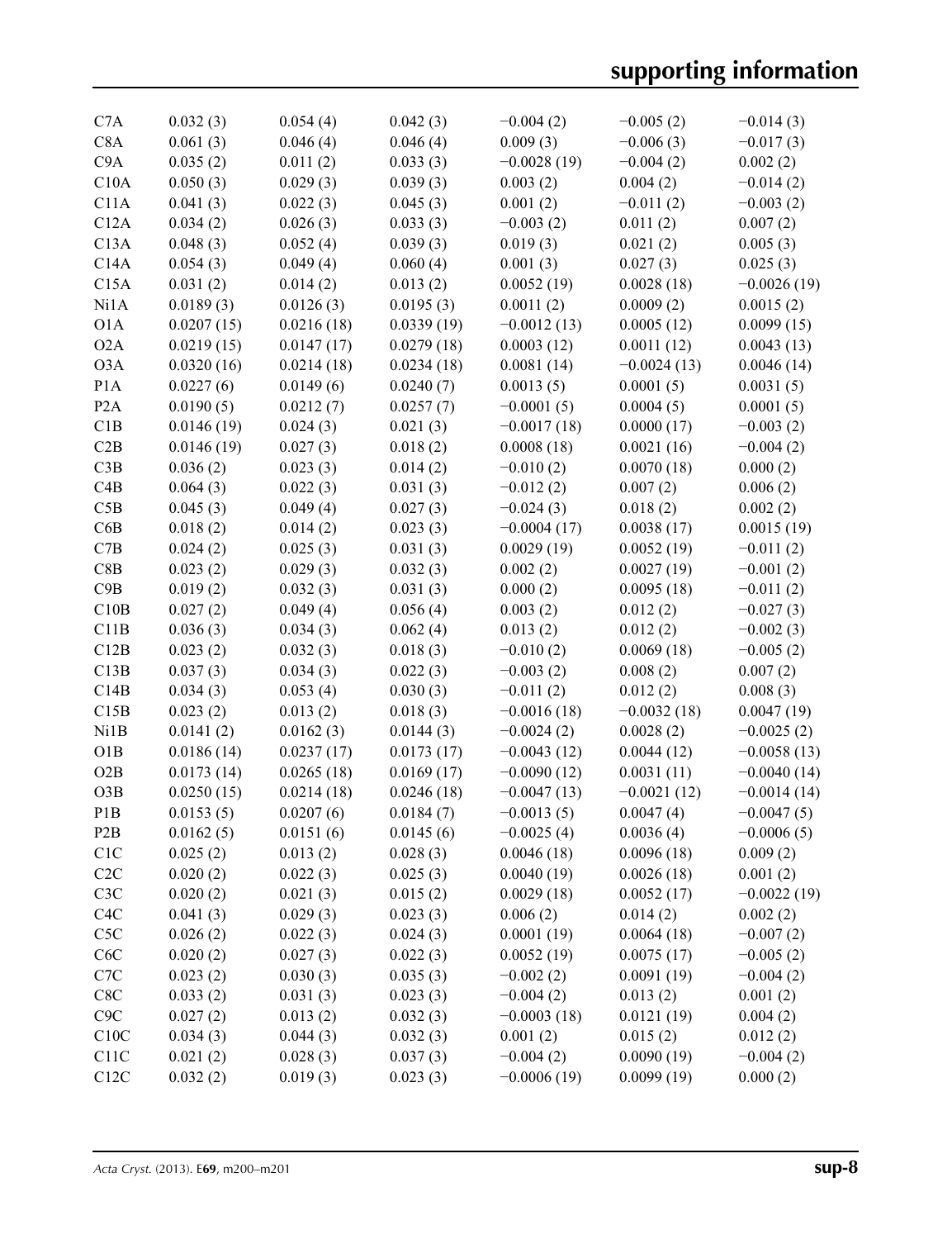| | | | | | |
|---|---|---|---|---|---|
| C7A | 0.032 (3) | 0.054 (4) | 0.042 (3) | −0.004 (2) | −0.005 (2) | −0.014 (3) |
| C8A | 0.061 (3) | 0.046 (4) | 0.046 (4) | 0.009 (3) | −0.006 (3) | −0.017 (3) |
| C9A | 0.035 (2) | 0.011 (2) | 0.033 (3) | −0.0028 (19) | −0.004 (2) | 0.002 (2) |
| C10A | 0.050 (3) | 0.029 (3) | 0.039 (3) | 0.003 (2) | 0.004 (2) | −0.014 (2) |
| C11A | 0.041 (3) | 0.022 (3) | 0.045 (3) | 0.001 (2) | −0.011 (2) | −0.003 (2) |
| C12A | 0.034 (2) | 0.026 (3) | 0.033 (3) | −0.003 (2) | 0.011 (2) | 0.007 (2) |
| C13A | 0.048 (3) | 0.052 (4) | 0.039 (3) | 0.019 (3) | 0.021 (2) | 0.005 (3) |
| C14A | 0.054 (3) | 0.049 (4) | 0.060 (4) | 0.001 (3) | 0.027 (3) | 0.025 (3) |
| C15A | 0.031 (2) | 0.014 (2) | 0.013 (2) | 0.0052 (19) | 0.0028 (18) | −0.0026 (19) |
| Ni1A | 0.0189 (3) | 0.0126 (3) | 0.0195 (3) | 0.0011 (2) | 0.0009 (2) | 0.0015 (2) |
| O1A | 0.0207 (15) | 0.0216 (18) | 0.0339 (19) | −0.0012 (13) | 0.0005 (12) | 0.0099 (15) |
| O2A | 0.0219 (15) | 0.0147 (17) | 0.0279 (18) | 0.0003 (12) | 0.0011 (12) | 0.0043 (13) |
| O3A | 0.0320 (16) | 0.0214 (18) | 0.0234 (18) | 0.0081 (14) | −0.0024 (13) | 0.0046 (14) |
| P1A | 0.0227 (6) | 0.0149 (6) | 0.0240 (7) | 0.0013 (5) | 0.0001 (5) | 0.0031 (5) |
| P2A | 0.0190 (5) | 0.0212 (7) | 0.0257 (7) | −0.0001 (5) | 0.0004 (5) | 0.0001 (5) |
| C1B | 0.0146 (19) | 0.024 (3) | 0.021 (3) | −0.0017 (18) | 0.0000 (17) | −0.003 (2) |
| C2B | 0.0146 (19) | 0.027 (3) | 0.018 (2) | 0.0008 (18) | 0.0021 (16) | −0.004 (2) |
| C3B | 0.036 (2) | 0.023 (3) | 0.014 (2) | −0.010 (2) | 0.0070 (18) | 0.000 (2) |
| C4B | 0.064 (3) | 0.022 (3) | 0.031 (3) | −0.012 (2) | 0.007 (2) | 0.006 (2) |
| C5B | 0.045 (3) | 0.049 (4) | 0.027 (3) | −0.024 (3) | 0.018 (2) | 0.002 (2) |
| C6B | 0.018 (2) | 0.014 (2) | 0.023 (3) | −0.0004 (17) | 0.0038 (17) | 0.0015 (19) |
| C7B | 0.024 (2) | 0.025 (3) | 0.031 (3) | 0.0029 (19) | 0.0052 (19) | −0.011 (2) |
| C8B | 0.023 (2) | 0.029 (3) | 0.032 (3) | 0.002 (2) | 0.0027 (19) | −0.001 (2) |
| C9B | 0.019 (2) | 0.032 (3) | 0.031 (3) | 0.000 (2) | 0.0095 (18) | −0.011 (2) |
| C10B | 0.027 (2) | 0.049 (4) | 0.056 (4) | 0.003 (2) | 0.012 (2) | −0.027 (3) |
| C11B | 0.036 (3) | 0.034 (3) | 0.062 (4) | 0.013 (2) | 0.012 (2) | −0.002 (3) |
| C12B | 0.023 (2) | 0.032 (3) | 0.018 (3) | −0.010 (2) | 0.0069 (18) | −0.005 (2) |
| C13B | 0.037 (3) | 0.034 (3) | 0.022 (3) | −0.003 (2) | 0.008 (2) | 0.007 (2) |
| C14B | 0.034 (3) | 0.053 (4) | 0.030 (3) | −0.011 (2) | 0.012 (2) | 0.008 (3) |
| C15B | 0.023 (2) | 0.013 (2) | 0.018 (3) | −0.0016 (18) | −0.0032 (18) | 0.0047 (19) |
| Ni1B | 0.0141 (2) | 0.0162 (3) | 0.0144 (3) | −0.0024 (2) | 0.0028 (2) | −0.0025 (2) |
| O1B | 0.0186 (14) | 0.0237 (17) | 0.0173 (17) | −0.0043 (12) | 0.0044 (12) | −0.0058 (13) |
| O2B | 0.0173 (14) | 0.0265 (18) | 0.0169 (17) | −0.0090 (12) | 0.0031 (11) | −0.0040 (14) |
| O3B | 0.0250 (15) | 0.0214 (18) | 0.0246 (18) | −0.0047 (13) | −0.0021 (12) | −0.0014 (14) |
| P1B | 0.0153 (5) | 0.0207 (6) | 0.0184 (7) | −0.0013 (5) | 0.0047 (4) | −0.0047 (5) |
| P2B | 0.0162 (5) | 0.0151 (6) | 0.0145 (6) | −0.0025 (4) | 0.0036 (4) | −0.0006 (5) |
| C1C | 0.025 (2) | 0.013 (2) | 0.028 (3) | 0.0046 (18) | 0.0096 (18) | 0.009 (2) |
| C2C | 0.020 (2) | 0.022 (3) | 0.025 (3) | 0.0040 (19) | 0.0026 (18) | 0.001 (2) |
| C3C | 0.020 (2) | 0.021 (3) | 0.015 (2) | 0.0029 (18) | 0.0052 (17) | −0.0022 (19) |
| C4C | 0.041 (3) | 0.029 (3) | 0.023 (3) | 0.006 (2) | 0.014 (2) | 0.002 (2) |
| C5C | 0.026 (2) | 0.022 (3) | 0.024 (3) | 0.0001 (19) | 0.0064 (18) | −0.007 (2) |
| C6C | 0.020 (2) | 0.027 (3) | 0.022 (3) | 0.0052 (19) | 0.0075 (17) | −0.005 (2) |
| C7C | 0.023 (2) | 0.030 (3) | 0.035 (3) | −0.002 (2) | 0.0091 (19) | −0.004 (2) |
| C8C | 0.033 (2) | 0.031 (3) | 0.023 (3) | −0.004 (2) | 0.013 (2) | 0.001 (2) |
| C9C | 0.027 (2) | 0.013 (2) | 0.032 (3) | −0.0003 (18) | 0.0121 (19) | 0.004 (2) |
| C10C | 0.034 (3) | 0.044 (3) | 0.032 (3) | 0.001 (2) | 0.015 (2) | 0.012 (2) |
| C11C | 0.021 (2) | 0.028 (3) | 0.037 (3) | −0.004 (2) | 0.0090 (19) | −0.004 (2) |
| C12C | 0.032 (2) | 0.019 (3) | 0.023 (3) | −0.0006 (19) | 0.0099 (19) | 0.000 (2) |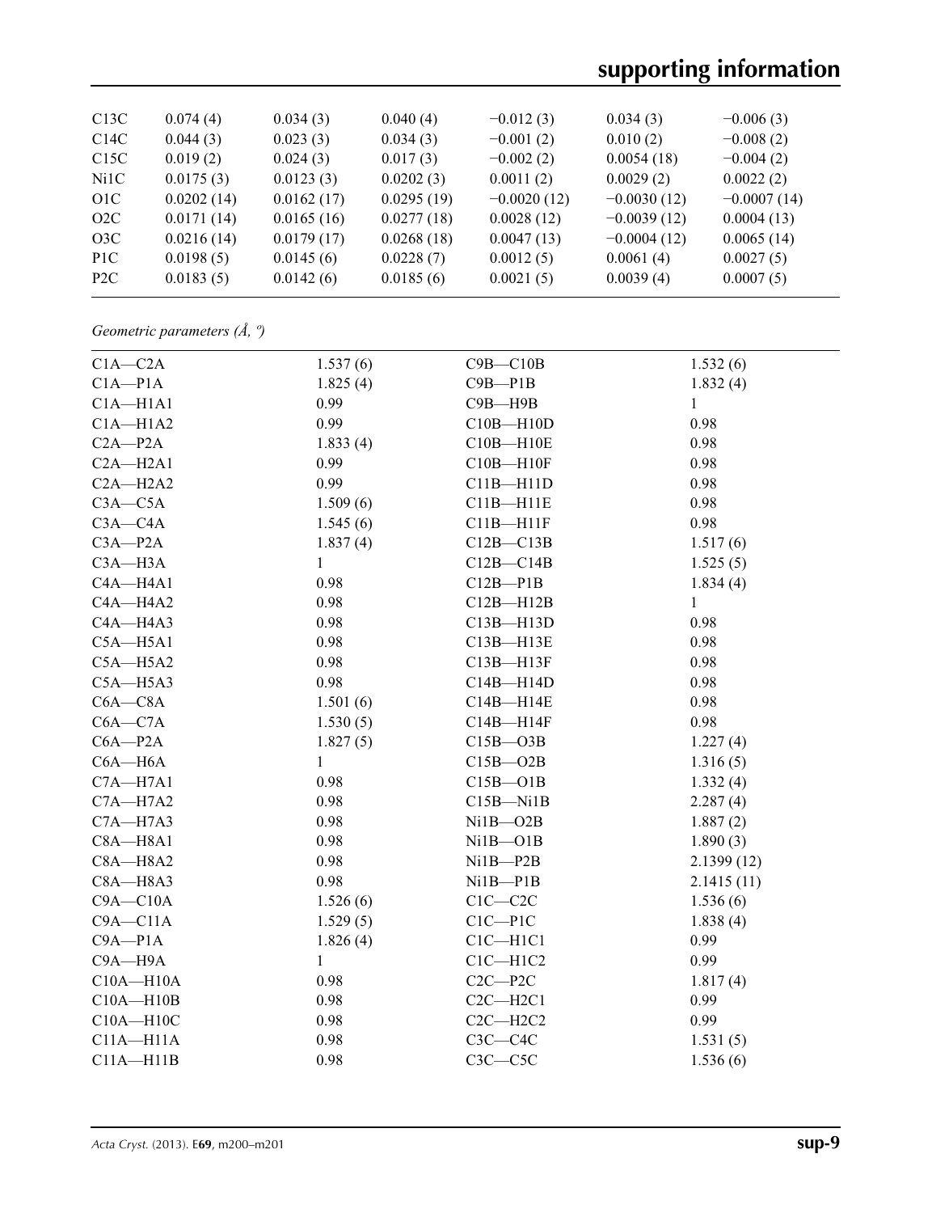| | | | | | | |
|---|---|---|---|---|---|---|
| C13C | 0.074 (4) | 0.034 (3) | 0.040 (4) | −0.012 (3) | 0.034 (3) | −0.006 (3) |
| C14C | 0.044 (3) | 0.023 (3) | 0.034 (3) | −0.001 (2) | 0.010 (2) | −0.008 (2) |
| C15C | 0.019 (2) | 0.024 (3) | 0.017 (3) | −0.002 (2) | 0.0054 (18) | −0.004 (2) |
| Ni1C | 0.0175 (3) | 0.0123 (3) | 0.0202 (3) | 0.0011 (2) | 0.0029 (2) | 0.0022 (2) |
| O1C | 0.0202 (14) | 0.0162 (17) | 0.0295 (19) | −0.0020 (12) | −0.0030 (12) | −0.0007 (14) |
| O2C | 0.0171 (14) | 0.0165 (16) | 0.0277 (18) | 0.0028 (12) | −0.0039 (12) | 0.0004 (13) |
| O3C | 0.0216 (14) | 0.0179 (17) | 0.0268 (18) | 0.0047 (13) | −0.0004 (12) | 0.0065 (14) |
| P1C | 0.0198 (5) | 0.0145 (6) | 0.0228 (7) | 0.0012 (5) | 0.0061 (4) | 0.0027 (5) |
| P2C | 0.0183 (5) | 0.0142 (6) | 0.0185 (6) | 0.0021 (5) | 0.0039 (4) | 0.0007 (5) |

*Geometric parameters (Å, º)*

| | | | |
|---|---|---|---|
| C1A—C2A | 1.537 (6) | C9B—C10B | 1.532 (6) |
| C1A—P1A | 1.825 (4) | C9B—P1B | 1.832 (4) |
| C1A—H1A1 | 0.99 | C9B—H9B | 1 |
| C1A—H1A2 | 0.99 | C10B—H10D | 0.98 |
| C2A—P2A | 1.833 (4) | C10B—H10E | 0.98 |
| C2A—H2A1 | 0.99 | C10B—H10F | 0.98 |
| C2A—H2A2 | 0.99 | C11B—H11D | 0.98 |
| C3A—C5A | 1.509 (6) | C11B—H11E | 0.98 |
| C3A—C4A | 1.545 (6) | C11B—H11F | 0.98 |
| C3A—P2A | 1.837 (4) | C12B—C13B | 1.517 (6) |
| C3A—H3A | 1 | C12B—C14B | 1.525 (5) |
| C4A—H4A1 | 0.98 | C12B—P1B | 1.834 (4) |
| C4A—H4A2 | 0.98 | C12B—H12B | 1 |
| C4A—H4A3 | 0.98 | C13B—H13D | 0.98 |
| C5A—H5A1 | 0.98 | C13B—H13E | 0.98 |
| C5A—H5A2 | 0.98 | C13B—H13F | 0.98 |
| C5A—H5A3 | 0.98 | C14B—H14D | 0.98 |
| C6A—C8A | 1.501 (6) | C14B—H14E | 0.98 |
| C6A—C7A | 1.530 (5) | C14B—H14F | 0.98 |
| C6A—P2A | 1.827 (5) | C15B—O3B | 1.227 (4) |
| C6A—H6A | 1 | C15B—O2B | 1.316 (5) |
| C7A—H7A1 | 0.98 | C15B—O1B | 1.332 (4) |
| C7A—H7A2 | 0.98 | C15B—Ni1B | 2.287 (4) |
| C7A—H7A3 | 0.98 | Ni1B—O2B | 1.887 (2) |
| C8A—H8A1 | 0.98 | Ni1B—O1B | 1.890 (3) |
| C8A—H8A2 | 0.98 | Ni1B—P2B | 2.1399 (12) |
| C8A—H8A3 | 0.98 | Ni1B—P1B | 2.1415 (11) |
| C9A—C10A | 1.526 (6) | C1C—C2C | 1.536 (6) |
| C9A—C11A | 1.529 (5) | C1C—P1C | 1.838 (4) |
| C9A—P1A | 1.826 (4) | C1C—H1C1 | 0.99 |
| C9A—H9A | 1 | C1C—H1C2 | 0.99 |
| C10A—H10A | 0.98 | C2C—P2C | 1.817 (4) |
| C10A—H10B | 0.98 | C2C—H2C1 | 0.99 |
| C10A—H10C | 0.98 | C2C—H2C2 | 0.99 |
| C11A—H11A | 0.98 | C3C—C4C | 1.531 (5) |
| C11A—H11B | 0.98 | C3C—C5C | 1.536 (6) |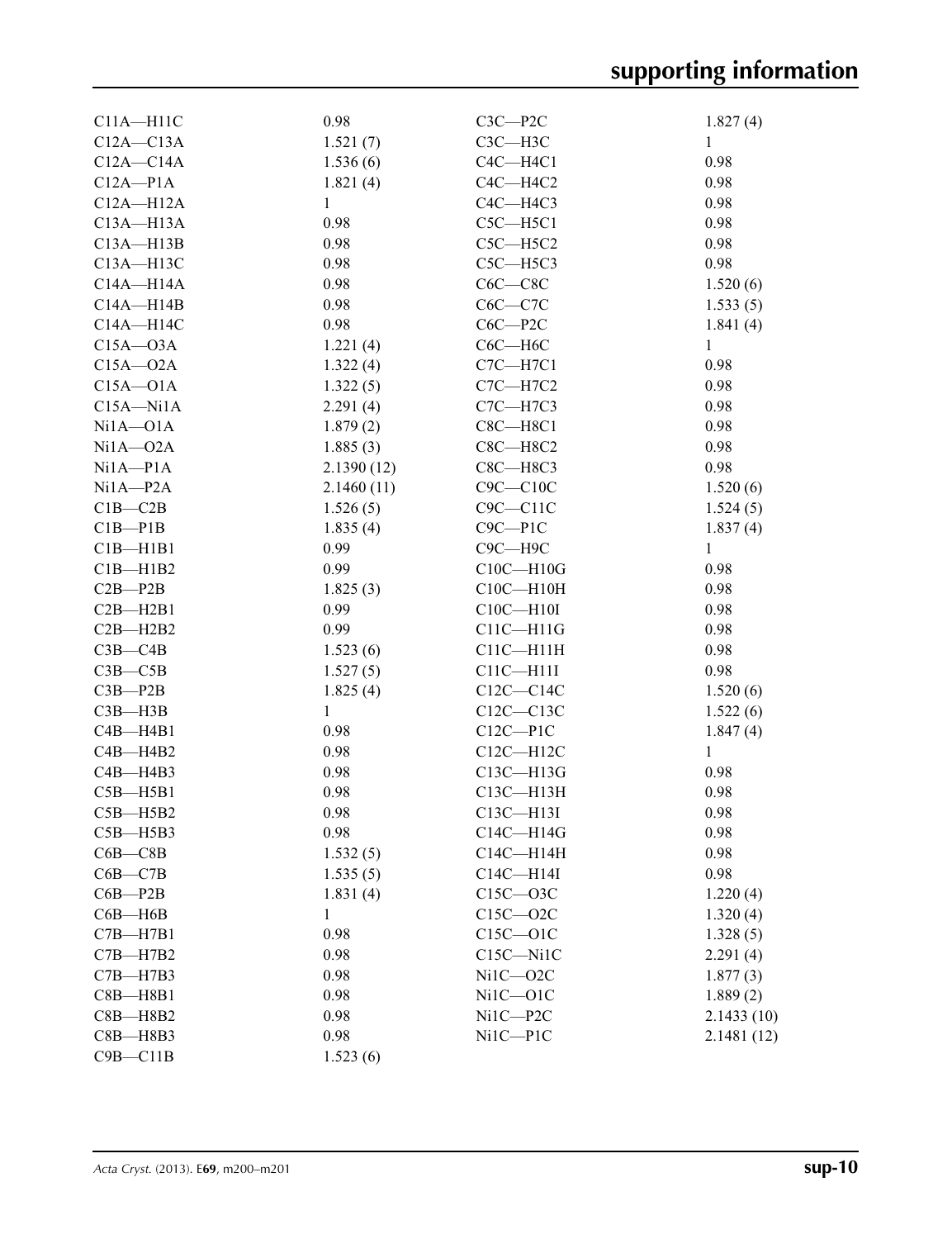| | | | |
|---|---|---|---|
| C11A—H11C | 0.98 | C3C—P2C | 1.827 (4) |
| C12A—C13A | 1.521 (7) | C3C—H3C | 1 |
| C12A—C14A | 1.536 (6) | C4C—H4C1 | 0.98 |
| C12A—P1A | 1.821 (4) | C4C—H4C2 | 0.98 |
| C12A—H12A | 1 | C4C—H4C3 | 0.98 |
| C13A—H13A | 0.98 | C5C—H5C1 | 0.98 |
| C13A—H13B | 0.98 | C5C—H5C2 | 0.98 |
| C13A—H13C | 0.98 | C5C—H5C3 | 0.98 |
| C14A—H14A | 0.98 | C6C—C8C | 1.520 (6) |
| C14A—H14B | 0.98 | C6C—C7C | 1.533 (5) |
| C14A—H14C | 0.98 | C6C—P2C | 1.841 (4) |
| C15A—O3A | 1.221 (4) | C6C—H6C | 1 |
| C15A—O2A | 1.322 (4) | C7C—H7C1 | 0.98 |
| C15A—O1A | 1.322 (5) | C7C—H7C2 | 0.98 |
| C15A—Ni1A | 2.291 (4) | C7C—H7C3 | 0.98 |
| Ni1A—O1A | 1.879 (2) | C8C—H8C1 | 0.98 |
| Ni1A—O2A | 1.885 (3) | C8C—H8C2 | 0.98 |
| Ni1A—P1A | 2.1390 (12) | C8C—H8C3 | 0.98 |
| Ni1A—P2A | 2.1460 (11) | C9C—C10C | 1.520 (6) |
| C1B—C2B | 1.526 (5) | C9C—C11C | 1.524 (5) |
| C1B—P1B | 1.835 (4) | C9C—P1C | 1.837 (4) |
| C1B—H1B1 | 0.99 | C9C—H9C | 1 |
| C1B—H1B2 | 0.99 | C10C—H10G | 0.98 |
| C2B—P2B | 1.825 (3) | C10C—H10H | 0.98 |
| C2B—H2B1 | 0.99 | C10C—H10I | 0.98 |
| C2B—H2B2 | 0.99 | C11C—H11G | 0.98 |
| C3B—C4B | 1.523 (6) | C11C—H11H | 0.98 |
| C3B—C5B | 1.527 (5) | C11C—H11I | 0.98 |
| C3B—P2B | 1.825 (4) | C12C—C14C | 1.520 (6) |
| C3B—H3B | 1 | C12C—C13C | 1.522 (6) |
| C4B—H4B1 | 0.98 | C12C—P1C | 1.847 (4) |
| C4B—H4B2 | 0.98 | C12C—H12C | 1 |
| C4B—H4B3 | 0.98 | C13C—H13G | 0.98 |
| C5B—H5B1 | 0.98 | C13C—H13H | 0.98 |
| C5B—H5B2 | 0.98 | C13C—H13I | 0.98 |
| C5B—H5B3 | 0.98 | C14C—H14G | 0.98 |
| C6B—C8B | 1.532 (5) | C14C—H14H | 0.98 |
| C6B—C7B | 1.535 (5) | C14C—H14I | 0.98 |
| C6B—P2B | 1.831 (4) | C15C—O3C | 1.220 (4) |
| C6B—H6B | 1 | C15C—O2C | 1.320 (4) |
| C7B—H7B1 | 0.98 | C15C—O1C | 1.328 (5) |
| C7B—H7B2 | 0.98 | C15C—Ni1C | 2.291 (4) |
| C7B—H7B3 | 0.98 | Ni1C—O2C | 1.877 (3) |
| C8B—H8B1 | 0.98 | Ni1C—O1C | 1.889 (2) |
| C8B—H8B2 | 0.98 | Ni1C—P2C | 2.1433 (10) |
| C8B—H8B3 | 0.98 | Ni1C—P1C | 2.1481 (12) |
| C9B—C11B | 1.523 (6) | | |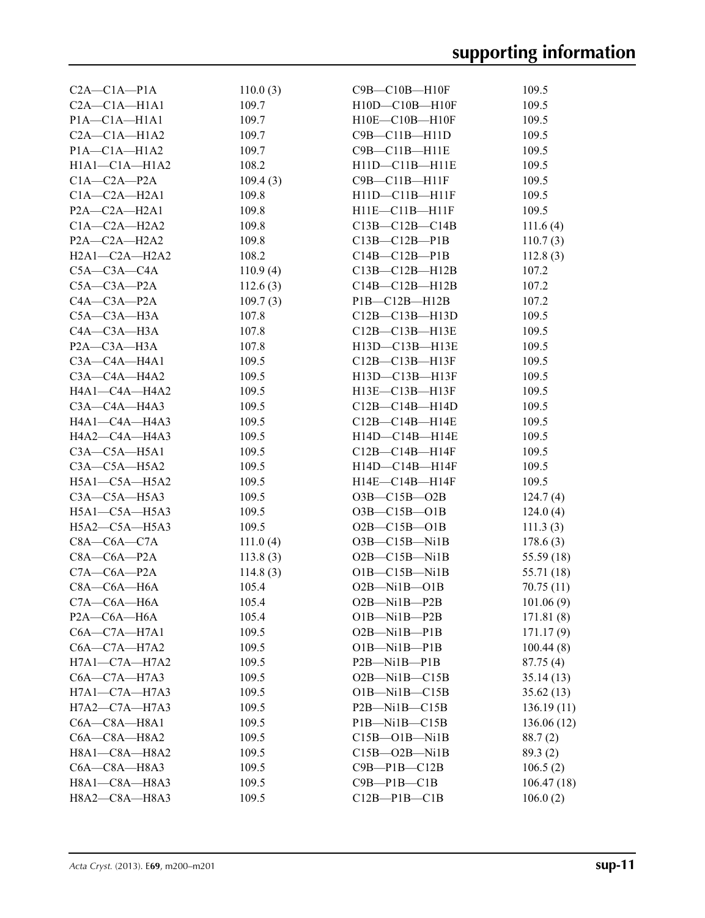| | | | |
|---|---|---|---|
| C2A—C1A—P1A | 110.0 (3) | C9B—C10B—H10F | 109.5 |
| C2A—C1A—H1A1 | 109.7 | H10D—C10B—H10F | 109.5 |
| P1A—C1A—H1A1 | 109.7 | H10E—C10B—H10F | 109.5 |
| C2A—C1A—H1A2 | 109.7 | C9B—C11B—H11D | 109.5 |
| P1A—C1A—H1A2 | 109.7 | C9B—C11B—H11E | 109.5 |
| H1A1—C1A—H1A2 | 108.2 | H11D—C11B—H11E | 109.5 |
| C1A—C2A—P2A | 109.4 (3) | C9B—C11B—H11F | 109.5 |
| C1A—C2A—H2A1 | 109.8 | H11D—C11B—H11F | 109.5 |
| P2A—C2A—H2A1 | 109.8 | H11E—C11B—H11F | 109.5 |
| C1A—C2A—H2A2 | 109.8 | C13B—C12B—C14B | 111.6 (4) |
| P2A—C2A—H2A2 | 109.8 | C13B—C12B—P1B | 110.7 (3) |
| H2A1—C2A—H2A2 | 108.2 | C14B—C12B—P1B | 112.8 (3) |
| C5A—C3A—C4A | 110.9 (4) | C13B—C12B—H12B | 107.2 |
| C5A—C3A—P2A | 112.6 (3) | C14B—C12B—H12B | 107.2 |
| C4A—C3A—P2A | 109.7 (3) | P1B—C12B—H12B | 107.2 |
| C5A—C3A—H3A | 107.8 | C12B—C13B—H13D | 109.5 |
| C4A—C3A—H3A | 107.8 | C12B—C13B—H13E | 109.5 |
| P2A—C3A—H3A | 107.8 | H13D—C13B—H13E | 109.5 |
| C3A—C4A—H4A1 | 109.5 | C12B—C13B—H13F | 109.5 |
| C3A—C4A—H4A2 | 109.5 | H13D—C13B—H13F | 109.5 |
| H4A1—C4A—H4A2 | 109.5 | H13E—C13B—H13F | 109.5 |
| C3A—C4A—H4A3 | 109.5 | C12B—C14B—H14D | 109.5 |
| H4A1—C4A—H4A3 | 109.5 | C12B—C14B—H14E | 109.5 |
| H4A2—C4A—H4A3 | 109.5 | H14D—C14B—H14E | 109.5 |
| C3A—C5A—H5A1 | 109.5 | C12B—C14B—H14F | 109.5 |
| C3A—C5A—H5A2 | 109.5 | H14D—C14B—H14F | 109.5 |
| H5A1—C5A—H5A2 | 109.5 | H14E—C14B—H14F | 109.5 |
| C3A—C5A—H5A3 | 109.5 | O3B—C15B—O2B | 124.7 (4) |
| H5A1—C5A—H5A3 | 109.5 | O3B—C15B—O1B | 124.0 (4) |
| H5A2—C5A—H5A3 | 109.5 | O2B—C15B—O1B | 111.3 (3) |
| C8A—C6A—C7A | 111.0 (4) | O3B—C15B—Ni1B | 178.6 (3) |
| C8A—C6A—P2A | 113.8 (3) | O2B—C15B—Ni1B | 55.59 (18) |
| C7A—C6A—P2A | 114.8 (3) | O1B—C15B—Ni1B | 55.71 (18) |
| C8A—C6A—H6A | 105.4 | O2B—Ni1B—O1B | 70.75 (11) |
| C7A—C6A—H6A | 105.4 | O2B—Ni1B—P2B | 101.06 (9) |
| P2A—C6A—H6A | 105.4 | O1B—Ni1B—P2B | 171.81 (8) |
| C6A—C7A—H7A1 | 109.5 | O2B—Ni1B—P1B | 171.17 (9) |
| C6A—C7A—H7A2 | 109.5 | O1B—Ni1B—P1B | 100.44 (8) |
| H7A1—C7A—H7A2 | 109.5 | P2B—Ni1B—P1B | 87.75 (4) |
| C6A—C7A—H7A3 | 109.5 | O2B—Ni1B—C15B | 35.14 (13) |
| H7A1—C7A—H7A3 | 109.5 | O1B—Ni1B—C15B | 35.62 (13) |
| H7A2—C7A—H7A3 | 109.5 | P2B—Ni1B—C15B | 136.19 (11) |
| C6A—C8A—H8A1 | 109.5 | P1B—Ni1B—C15B | 136.06 (12) |
| C6A—C8A—H8A2 | 109.5 | C15B—O1B—Ni1B | 88.7 (2) |
| H8A1—C8A—H8A2 | 109.5 | C15B—O2B—Ni1B | 89.3 (2) |
| C6A—C8A—H8A3 | 109.5 | C9B—P1B—C12B | 106.5 (2) |
| H8A1—C8A—H8A3 | 109.5 | C9B—P1B—C1B | 106.47 (18) |
| H8A2—C8A—H8A3 | 109.5 | C12B—P1B—C1B | 106.0 (2) |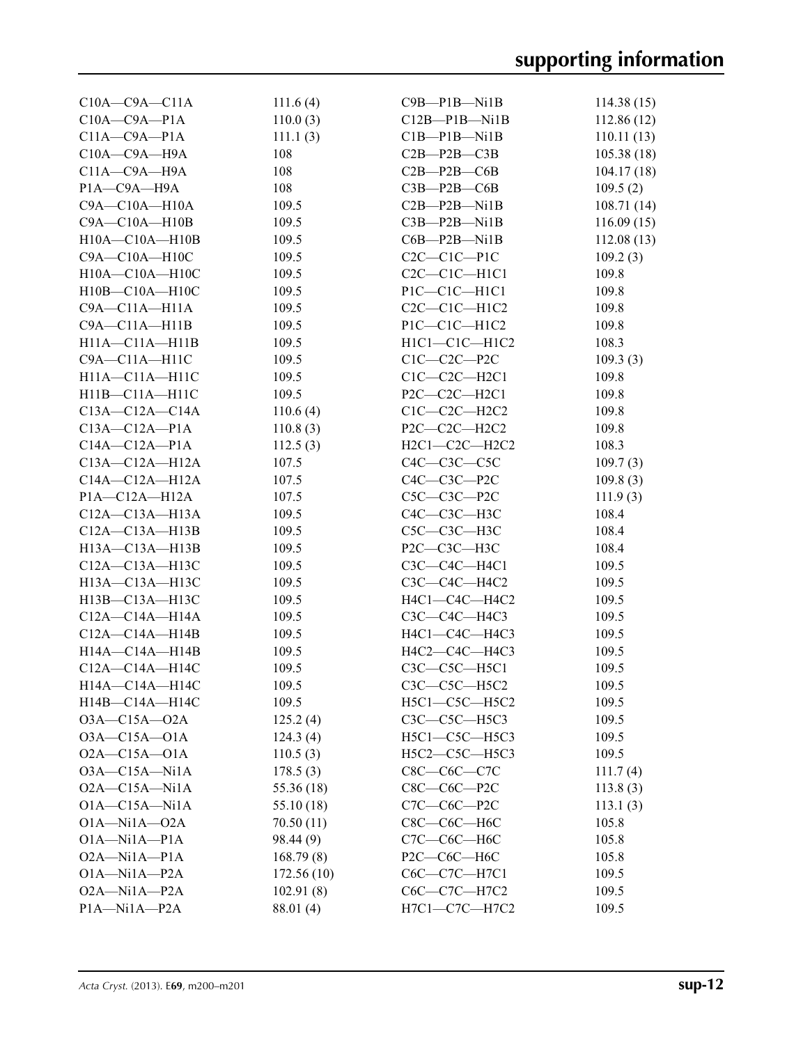| | | | |
|---|---|---|---|
| C10A—C9A—C11A | 111.6 (4) | C9B—P1B—Ni1B | 114.38 (15) |
| C10A—C9A—P1A | 110.0 (3) | C12B—P1B—Ni1B | 112.86 (12) |
| C11A—C9A—P1A | 111.1 (3) | C1B—P1B—Ni1B | 110.11 (13) |
| C10A—C9A—H9A | 108 | C2B—P2B—C3B | 105.38 (18) |
| C11A—C9A—H9A | 108 | C2B—P2B—C6B | 104.17 (18) |
| P1A—C9A—H9A | 108 | C3B—P2B—C6B | 109.5 (2) |
| C9A—C10A—H10A | 109.5 | C2B—P2B—Ni1B | 108.71 (14) |
| C9A—C10A—H10B | 109.5 | C3B—P2B—Ni1B | 116.09 (15) |
| H10A—C10A—H10B | 109.5 | C6B—P2B—Ni1B | 112.08 (13) |
| C9A—C10A—H10C | 109.5 | C2C—C1C—P1C | 109.2 (3) |
| H10A—C10A—H10C | 109.5 | C2C—C1C—H1C1 | 109.8 |
| H10B—C10A—H10C | 109.5 | P1C—C1C—H1C1 | 109.8 |
| C9A—C11A—H11A | 109.5 | C2C—C1C—H1C2 | 109.8 |
| C9A—C11A—H11B | 109.5 | P1C—C1C—H1C2 | 109.8 |
| H11A—C11A—H11B | 109.5 | H1C1—C1C—H1C2 | 108.3 |
| C9A—C11A—H11C | 109.5 | C1C—C2C—P2C | 109.3 (3) |
| H11A—C11A—H11C | 109.5 | C1C—C2C—H2C1 | 109.8 |
| H11B—C11A—H11C | 109.5 | P2C—C2C—H2C1 | 109.8 |
| C13A—C12A—C14A | 110.6 (4) | C1C—C2C—H2C2 | 109.8 |
| C13A—C12A—P1A | 110.8 (3) | P2C—C2C—H2C2 | 109.8 |
| C14A—C12A—P1A | 112.5 (3) | H2C1—C2C—H2C2 | 108.3 |
| C13A—C12A—H12A | 107.5 | C4C—C3C—C5C | 109.7 (3) |
| C14A—C12A—H12A | 107.5 | C4C—C3C—P2C | 109.8 (3) |
| P1A—C12A—H12A | 107.5 | C5C—C3C—P2C | 111.9 (3) |
| C12A—C13A—H13A | 109.5 | C4C—C3C—H3C | 108.4 |
| C12A—C13A—H13B | 109.5 | C5C—C3C—H3C | 108.4 |
| H13A—C13A—H13B | 109.5 | P2C—C3C—H3C | 108.4 |
| C12A—C13A—H13C | 109.5 | C3C—C4C—H4C1 | 109.5 |
| H13A—C13A—H13C | 109.5 | C3C—C4C—H4C2 | 109.5 |
| H13B—C13A—H13C | 109.5 | H4C1—C4C—H4C2 | 109.5 |
| C12A—C14A—H14A | 109.5 | C3C—C4C—H4C3 | 109.5 |
| C12A—C14A—H14B | 109.5 | H4C1—C4C—H4C3 | 109.5 |
| H14A—C14A—H14B | 109.5 | H4C2—C4C—H4C3 | 109.5 |
| C12A—C14A—H14C | 109.5 | C3C—C5C—H5C1 | 109.5 |
| H14A—C14A—H14C | 109.5 | C3C—C5C—H5C2 | 109.5 |
| H14B—C14A—H14C | 109.5 | H5C1—C5C—H5C2 | 109.5 |
| O3A—C15A—O2A | 125.2 (4) | C3C—C5C—H5C3 | 109.5 |
| O3A—C15A—O1A | 124.3 (4) | H5C1—C5C—H5C3 | 109.5 |
| O2A—C15A—O1A | 110.5 (3) | H5C2—C5C—H5C3 | 109.5 |
| O3A—C15A—Ni1A | 178.5 (3) | C8C—C6C—C7C | 111.7 (4) |
| O2A—C15A—Ni1A | 55.36 (18) | C8C—C6C—P2C | 113.8 (3) |
| O1A—C15A—Ni1A | 55.10 (18) | C7C—C6C—P2C | 113.1 (3) |
| O1A—Ni1A—O2A | 70.50 (11) | C8C—C6C—H6C | 105.8 |
| O1A—Ni1A—P1A | 98.44 (9) | C7C—C6C—H6C | 105.8 |
| O2A—Ni1A—P1A | 168.79 (8) | P2C—C6C—H6C | 105.8 |
| O1A—Ni1A—P2A | 172.56 (10) | C6C—C7C—H7C1 | 109.5 |
| O2A—Ni1A—P2A | 102.91 (8) | C6C—C7C—H7C2 | 109.5 |
| P1A—Ni1A—P2A | 88.01 (4) | H7C1—C7C—H7C2 | 109.5 |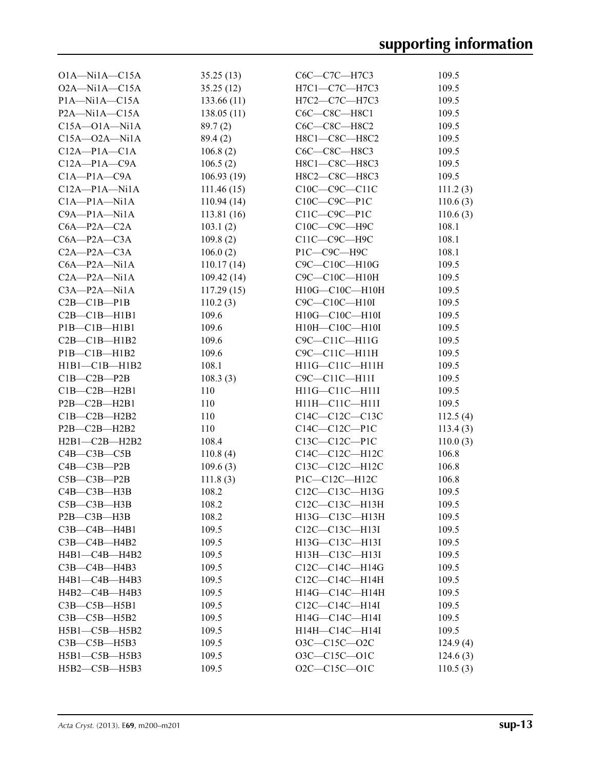| | | | |
|---|---|---|---|
| O1A—Ni1A—C15A | 35.25 (13) | C6C—C7C—H7C3 | 109.5 |
| O2A—Ni1A—C15A | 35.25 (12) | H7C1—C7C—H7C3 | 109.5 |
| P1A—Ni1A—C15A | 133.66 (11) | H7C2—C7C—H7C3 | 109.5 |
| P2A—Ni1A—C15A | 138.05 (11) | C6C—C8C—H8C1 | 109.5 |
| C15A—O1A—Ni1A | 89.7 (2) | C6C—C8C—H8C2 | 109.5 |
| C15A—O2A—Ni1A | 89.4 (2) | H8C1—C8C—H8C2 | 109.5 |
| C12A—P1A—C1A | 106.8 (2) | C6C—C8C—H8C3 | 109.5 |
| C12A—P1A—C9A | 106.5 (2) | H8C1—C8C—H8C3 | 109.5 |
| C1A—P1A—C9A | 106.93 (19) | H8C2—C8C—H8C3 | 109.5 |
| C12A—P1A—Ni1A | 111.46 (15) | C10C—C9C—C11C | 111.2 (3) |
| C1A—P1A—Ni1A | 110.94 (14) | C10C—C9C—P1C | 110.6 (3) |
| C9A—P1A—Ni1A | 113.81 (16) | C11C—C9C—P1C | 110.6 (3) |
| C6A—P2A—C2A | 103.1 (2) | C10C—C9C—H9C | 108.1 |
| C6A—P2A—C3A | 109.8 (2) | C11C—C9C—H9C | 108.1 |
| C2A—P2A—C3A | 106.0 (2) | P1C—C9C—H9C | 108.1 |
| C6A—P2A—Ni1A | 110.17 (14) | C9C—C10C—H10G | 109.5 |
| C2A—P2A—Ni1A | 109.42 (14) | C9C—C10C—H10H | 109.5 |
| C3A—P2A—Ni1A | 117.29 (15) | H10G—C10C—H10H | 109.5 |
| C2B—C1B—P1B | 110.2 (3) | C9C—C10C—H10I | 109.5 |
| C2B—C1B—H1B1 | 109.6 | H10G—C10C—H10I | 109.5 |
| P1B—C1B—H1B1 | 109.6 | H10H—C10C—H10I | 109.5 |
| C2B—C1B—H1B2 | 109.6 | C9C—C11C—H11G | 109.5 |
| P1B—C1B—H1B2 | 109.6 | C9C—C11C—H11H | 109.5 |
| H1B1—C1B—H1B2 | 108.1 | H11G—C11C—H11H | 109.5 |
| C1B—C2B—P2B | 108.3 (3) | C9C—C11C—H11I | 109.5 |
| C1B—C2B—H2B1 | 110 | H11G—C11C—H11I | 109.5 |
| P2B—C2B—H2B1 | 110 | H11H—C11C—H11I | 109.5 |
| C1B—C2B—H2B2 | 110 | C14C—C12C—C13C | 112.5 (4) |
| P2B—C2B—H2B2 | 110 | C14C—C12C—P1C | 113.4 (3) |
| H2B1—C2B—H2B2 | 108.4 | C13C—C12C—P1C | 110.0 (3) |
| C4B—C3B—C5B | 110.8 (4) | C14C—C12C—H12C | 106.8 |
| C4B—C3B—P2B | 109.6 (3) | C13C—C12C—H12C | 106.8 |
| C5B—C3B—P2B | 111.8 (3) | P1C—C12C—H12C | 106.8 |
| C4B—C3B—H3B | 108.2 | C12C—C13C—H13G | 109.5 |
| C5B—C3B—H3B | 108.2 | C12C—C13C—H13H | 109.5 |
| P2B—C3B—H3B | 108.2 | H13G—C13C—H13H | 109.5 |
| C3B—C4B—H4B1 | 109.5 | C12C—C13C—H13I | 109.5 |
| C3B—C4B—H4B2 | 109.5 | H13G—C13C—H13I | 109.5 |
| H4B1—C4B—H4B2 | 109.5 | H13H—C13C—H13I | 109.5 |
| C3B—C4B—H4B3 | 109.5 | C12C—C14C—H14G | 109.5 |
| H4B1—C4B—H4B3 | 109.5 | C12C—C14C—H14H | 109.5 |
| H4B2—C4B—H4B3 | 109.5 | H14G—C14C—H14H | 109.5 |
| C3B—C5B—H5B1 | 109.5 | C12C—C14C—H14I | 109.5 |
| C3B—C5B—H5B2 | 109.5 | H14G—C14C—H14I | 109.5 |
| H5B1—C5B—H5B2 | 109.5 | H14H—C14C—H14I | 109.5 |
| C3B—C5B—H5B3 | 109.5 | O3C—C15C—O2C | 124.9 (4) |
| H5B1—C5B—H5B3 | 109.5 | O3C—C15C—O1C | 124.6 (3) |
| H5B2—C5B—H5B3 | 109.5 | O2C—C15C—O1C | 110.5 (3) |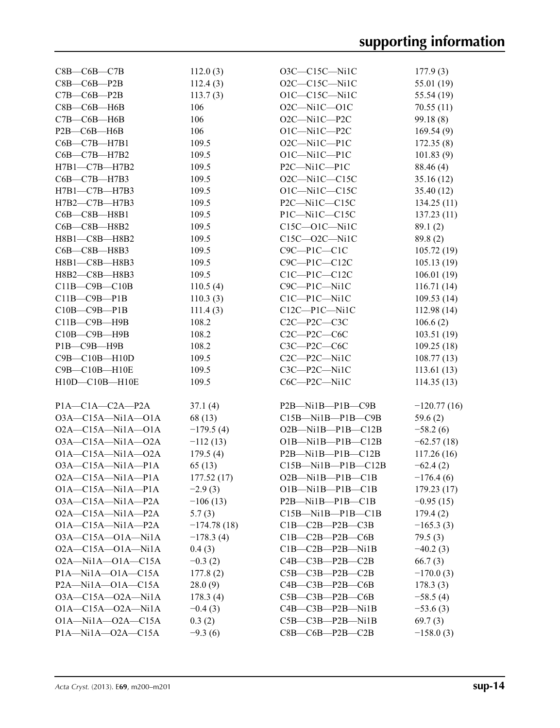| | | | |
|---|---|---|---|
| C8B—C6B—C7B | 112.0 (3) | O3C—C15C—Ni1C | 177.9 (3) |
| C8B—C6B—P2B | 112.4 (3) | O2C—C15C—Ni1C | 55.01 (19) |
| C7B—C6B—P2B | 113.7 (3) | O1C—C15C—Ni1C | 55.54 (19) |
| C8B—C6B—H6B | 106 | O2C—Ni1C—O1C | 70.55 (11) |
| C7B—C6B—H6B | 106 | O2C—Ni1C—P2C | 99.18 (8) |
| P2B—C6B—H6B | 106 | O1C—Ni1C—P2C | 169.54 (9) |
| C6B—C7B—H7B1 | 109.5 | O2C—Ni1C—P1C | 172.35 (8) |
| C6B—C7B—H7B2 | 109.5 | O1C—Ni1C—P1C | 101.83 (9) |
| H7B1—C7B—H7B2 | 109.5 | P2C—Ni1C—P1C | 88.46 (4) |
| C6B—C7B—H7B3 | 109.5 | O2C—Ni1C—C15C | 35.16 (12) |
| H7B1—C7B—H7B3 | 109.5 | O1C—Ni1C—C15C | 35.40 (12) |
| H7B2—C7B—H7B3 | 109.5 | P2C—Ni1C—C15C | 134.25 (11) |
| C6B—C8B—H8B1 | 109.5 | P1C—Ni1C—C15C | 137.23 (11) |
| C6B—C8B—H8B2 | 109.5 | C15C—O1C—Ni1C | 89.1 (2) |
| H8B1—C8B—H8B2 | 109.5 | C15C—O2C—Ni1C | 89.8 (2) |
| C6B—C8B—H8B3 | 109.5 | C9C—P1C—C1C | 105.72 (19) |
| H8B1—C8B—H8B3 | 109.5 | C9C—P1C—C12C | 105.13 (19) |
| H8B2—C8B—H8B3 | 109.5 | C1C—P1C—C12C | 106.01 (19) |
| C11B—C9B—C10B | 110.5 (4) | C9C—P1C—Ni1C | 116.71 (14) |
| C11B—C9B—P1B | 110.3 (3) | C1C—P1C—Ni1C | 109.53 (14) |
| C10B—C9B—P1B | 111.4 (3) | C12C—P1C—Ni1C | 112.98 (14) |
| C11B—C9B—H9B | 108.2 | C2C—P2C—C3C | 106.6 (2) |
| C10B—C9B—H9B | 108.2 | C2C—P2C—C6C | 103.51 (19) |
| P1B—C9B—H9B | 108.2 | C3C—P2C—C6C | 109.25 (18) |
| C9B—C10B—H10D | 109.5 | C2C—P2C—Ni1C | 108.77 (13) |
| C9B—C10B—H10E | 109.5 | C3C—P2C—Ni1C | 113.61 (13) |
| H10D—C10B—H10E | 109.5 | C6C—P2C—Ni1C | 114.35 (13) |

| | | | |
|---|---|---|---|
| P1A—C1A—C2A—P2A | 37.1 (4) | P2B—Ni1B—P1B—C9B | −120.77 (16) |
| O3A—C15A—Ni1A—O1A | 68 (13) | C15B—Ni1B—P1B—C9B | 59.6 (2) |
| O2A—C15A—Ni1A—O1A | −179.5 (4) | O2B—Ni1B—P1B—C12B | −58.2 (6) |
| O3A—C15A—Ni1A—O2A | −112 (13) | O1B—Ni1B—P1B—C12B | −62.57 (18) |
| O1A—C15A—Ni1A—O2A | 179.5 (4) | P2B—Ni1B—P1B—C12B | 117.26 (16) |
| O3A—C15A—Ni1A—P1A | 65 (13) | C15B—Ni1B—P1B—C12B | −62.4 (2) |
| O2A—C15A—Ni1A—P1A | 177.52 (17) | O2B—Ni1B—P1B—C1B | −176.4 (6) |
| O1A—C15A—Ni1A—P1A | −2.9 (3) | O1B—Ni1B—P1B—C1B | 179.23 (17) |
| O3A—C15A—Ni1A—P2A | −106 (13) | P2B—Ni1B—P1B—C1B | −0.95 (15) |
| O2A—C15A—Ni1A—P2A | 5.7 (3) | C15B—Ni1B—P1B—C1B | 179.4 (2) |
| O1A—C15A—Ni1A—P2A | −174.78 (18) | C1B—C2B—P2B—C3B | −165.3 (3) |
| O3A—C15A—O1A—Ni1A | −178.3 (4) | C1B—C2B—P2B—C6B | 79.5 (3) |
| O2A—C15A—O1A—Ni1A | 0.4 (3) | C1B—C2B—P2B—Ni1B | −40.2 (3) |
| O2A—Ni1A—O1A—C15A | −0.3 (2) | C4B—C3B—P2B—C2B | 66.7 (3) |
| P1A—Ni1A—O1A—C15A | 177.8 (2) | C5B—C3B—P2B—C2B | −170.0 (3) |
| P2A—Ni1A—O1A—C15A | 28.0 (9) | C4B—C3B—P2B—C6B | 178.3 (3) |
| O3A—C15A—O2A—Ni1A | 178.3 (4) | C5B—C3B—P2B—C6B | −58.5 (4) |
| O1A—C15A—O2A—Ni1A | −0.4 (3) | C4B—C3B—P2B—Ni1B | −53.6 (3) |
| O1A—Ni1A—O2A—C15A | 0.3 (2) | C5B—C3B—P2B—Ni1B | 69.7 (3) |
| P1A—Ni1A—O2A—C15A | −9.3 (6) | C8B—C6B—P2B—C2B | −158.0 (3) |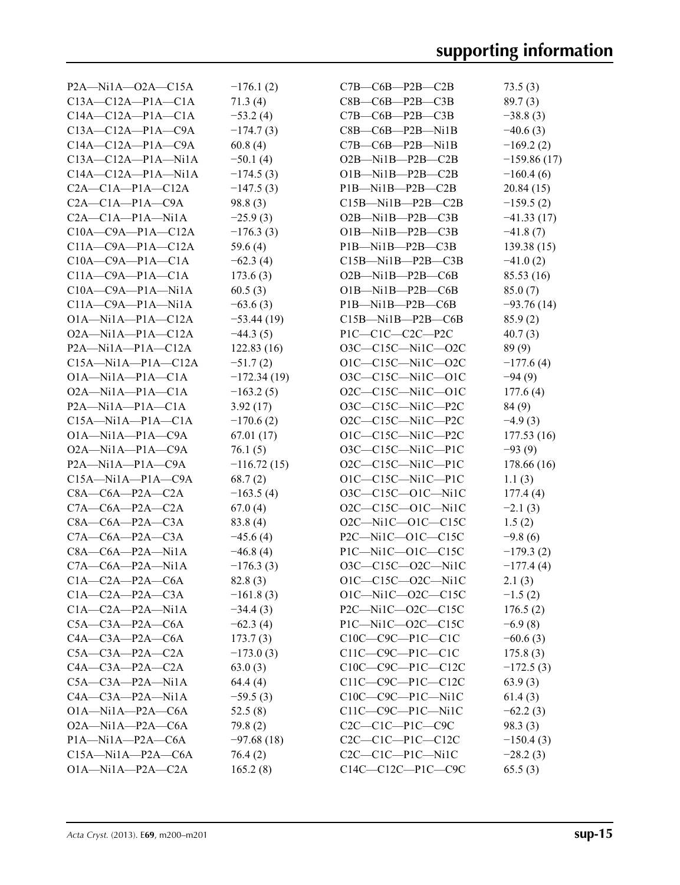| | | | |
|---|---|---|---|
| P2A—Ni1A—O2A—C15A | −176.1 (2) | C7B—C6B—P2B—C2B | 73.5 (3) |
| C13A—C12A—P1A—C1A | 71.3 (4) | C8B—C6B—P2B—C3B | 89.7 (3) |
| C14A—C12A—P1A—C1A | −53.2 (4) | C7B—C6B—P2B—C3B | −38.8 (3) |
| C13A—C12A—P1A—C9A | −174.7 (3) | C8B—C6B—P2B—Ni1B | −40.6 (3) |
| C14A—C12A—P1A—C9A | 60.8 (4) | C7B—C6B—P2B—Ni1B | −169.2 (2) |
| C13A—C12A—P1A—Ni1A | −50.1 (4) | O2B—Ni1B—P2B—C2B | −159.86 (17) |
| C14A—C12A—P1A—Ni1A | −174.5 (3) | O1B—Ni1B—P2B—C2B | −160.4 (6) |
| C2A—C1A—P1A—C12A | −147.5 (3) | P1B—Ni1B—P2B—C2B | 20.84 (15) |
| C2A—C1A—P1A—C9A | 98.8 (3) | C15B—Ni1B—P2B—C2B | −159.5 (2) |
| C2A—C1A—P1A—Ni1A | −25.9 (3) | O2B—Ni1B—P2B—C3B | −41.33 (17) |
| C10A—C9A—P1A—C12A | −176.3 (3) | O1B—Ni1B—P2B—C3B | −41.8 (7) |
| C11A—C9A—P1A—C12A | 59.6 (4) | P1B—Ni1B—P2B—C3B | 139.38 (15) |
| C10A—C9A—P1A—C1A | −62.3 (4) | C15B—Ni1B—P2B—C3B | −41.0 (2) |
| C11A—C9A—P1A—C1A | 173.6 (3) | O2B—Ni1B—P2B—C6B | 85.53 (16) |
| C10A—C9A—P1A—Ni1A | 60.5 (3) | O1B—Ni1B—P2B—C6B | 85.0 (7) |
| C11A—C9A—P1A—Ni1A | −63.6 (3) | P1B—Ni1B—P2B—C6B | −93.76 (14) |
| O1A—Ni1A—P1A—C12A | −53.44 (19) | C15B—Ni1B—P2B—C6B | 85.9 (2) |
| O2A—Ni1A—P1A—C12A | −44.3 (5) | P1C—C1C—C2C—P2C | 40.7 (3) |
| P2A—Ni1A—P1A—C12A | 122.83 (16) | O3C—C15C—Ni1C—O2C | 89 (9) |
| C15A—Ni1A—P1A—C12A | −51.7 (2) | O1C—C15C—Ni1C—O2C | −177.6 (4) |
| O1A—Ni1A—P1A—C1A | −172.34 (19) | O3C—C15C—Ni1C—O1C | −94 (9) |
| O2A—Ni1A—P1A—C1A | −163.2 (5) | O2C—C15C—Ni1C—O1C | 177.6 (4) |
| P2A—Ni1A—P1A—C1A | 3.92 (17) | O3C—C15C—Ni1C—P2C | 84 (9) |
| C15A—Ni1A—P1A—C1A | −170.6 (2) | O2C—C15C—Ni1C—P2C | −4.9 (3) |
| O1A—Ni1A—P1A—C9A | 67.01 (17) | O1C—C15C—Ni1C—P2C | 177.53 (16) |
| O2A—Ni1A—P1A—C9A | 76.1 (5) | O3C—C15C—Ni1C—P1C | −93 (9) |
| P2A—Ni1A—P1A—C9A | −116.72 (15) | O2C—C15C—Ni1C—P1C | 178.66 (16) |
| C15A—Ni1A—P1A—C9A | 68.7 (2) | O1C—C15C—Ni1C—P1C | 1.1 (3) |
| C8A—C6A—P2A—C2A | −163.5 (4) | O3C—C15C—O1C—Ni1C | 177.4 (4) |
| C7A—C6A—P2A—C2A | 67.0 (4) | O2C—C15C—O1C—Ni1C | −2.1 (3) |
| C8A—C6A—P2A—C3A | 83.8 (4) | O2C—Ni1C—O1C—C15C | 1.5 (2) |
| C7A—C6A—P2A—C3A | −45.6 (4) | P2C—Ni1C—O1C—C15C | −9.8 (6) |
| C8A—C6A—P2A—Ni1A | −46.8 (4) | P1C—Ni1C—O1C—C15C | −179.3 (2) |
| C7A—C6A—P2A—Ni1A | −176.3 (3) | O3C—C15C—O2C—Ni1C | −177.4 (4) |
| C1A—C2A—P2A—C6A | 82.8 (3) | O1C—C15C—O2C—Ni1C | 2.1 (3) |
| C1A—C2A—P2A—C3A | −161.8 (3) | O1C—Ni1C—O2C—C15C | −1.5 (2) |
| C1A—C2A—P2A—Ni1A | −34.4 (3) | P2C—Ni1C—O2C—C15C | 176.5 (2) |
| C5A—C3A—P2A—C6A | −62.3 (4) | P1C—Ni1C—O2C—C15C | −6.9 (8) |
| C4A—C3A—P2A—C6A | 173.7 (3) | C10C—C9C—P1C—C1C | −60.6 (3) |
| C5A—C3A—P2A—C2A | −173.0 (3) | C11C—C9C—P1C—C1C | 175.8 (3) |
| C4A—C3A—P2A—C2A | 63.0 (3) | C10C—C9C—P1C—C12C | −172.5 (3) |
| C5A—C3A—P2A—Ni1A | 64.4 (4) | C11C—C9C—P1C—C12C | 63.9 (3) |
| C4A—C3A—P2A—Ni1A | −59.5 (3) | C10C—C9C—P1C—Ni1C | 61.4 (3) |
| O1A—Ni1A—P2A—C6A | 52.5 (8) | C11C—C9C—P1C—Ni1C | −62.2 (3) |
| O2A—Ni1A—P2A—C6A | 79.8 (2) | C2C—C1C—P1C—C9C | 98.3 (3) |
| P1A—Ni1A—P2A—C6A | −97.68 (18) | C2C—C1C—P1C—C12C | −150.4 (3) |
| C15A—Ni1A—P2A—C6A | 76.4 (2) | C2C—C1C—P1C—Ni1C | −28.2 (3) |
| O1A—Ni1A—P2A—C2A | 165.2 (8) | C14C—C12C—P1C—C9C | 65.5 (3) |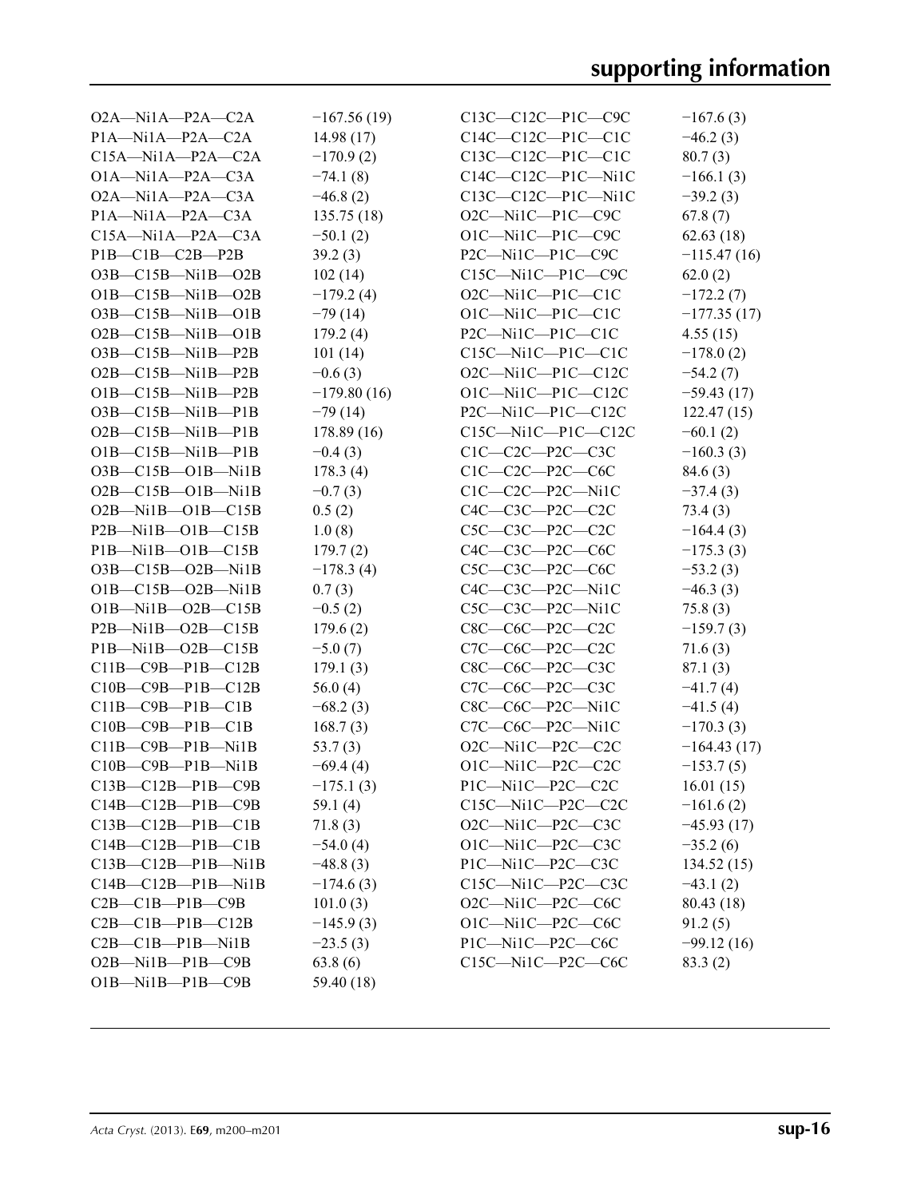| | |
|---|---|
| O2A—Ni1A—P2A—C2A | −167.56 (19) |
| P1A—Ni1A—P2A—C2A | 14.98 (17) |
| C15A—Ni1A—P2A—C2A | −170.9 (2) |
| O1A—Ni1A—P2A—C3A | −74.1 (8) |
| O2A—Ni1A—P2A—C3A | −46.8 (2) |
| P1A—Ni1A—P2A—C3A | 135.75 (18) |
| C15A—Ni1A—P2A—C3A | −50.1 (2) |
| P1B—C1B—C2B—P2B | 39.2 (3) |
| O3B—C15B—Ni1B—O2B | 102 (14) |
| O1B—C15B—Ni1B—O2B | −179.2 (4) |
| O3B—C15B—Ni1B—O1B | −79 (14) |
| O2B—C15B—Ni1B—O1B | 179.2 (4) |
| O3B—C15B—Ni1B—P2B | 101 (14) |
| O2B—C15B—Ni1B—P2B | −0.6 (3) |
| O1B—C15B—Ni1B—P2B | −179.80 (16) |
| O3B—C15B—Ni1B—P1B | −79 (14) |
| O2B—C15B—Ni1B—P1B | 178.89 (16) |
| O1B—C15B—Ni1B—P1B | −0.4 (3) |
| O3B—C15B—O1B—Ni1B | 178.3 (4) |
| O2B—C15B—O1B—Ni1B | −0.7 (3) |
| O2B—Ni1B—O1B—C15B | 0.5 (2) |
| P2B—Ni1B—O1B—C15B | 1.0 (8) |
| P1B—Ni1B—O1B—C15B | 179.7 (2) |
| O3B—C15B—O2B—Ni1B | −178.3 (4) |
| O1B—C15B—O2B—Ni1B | 0.7 (3) |
| O1B—Ni1B—O2B—C15B | −0.5 (2) |
| P2B—Ni1B—O2B—C15B | 179.6 (2) |
| P1B—Ni1B—O2B—C15B | −5.0 (7) |
| C11B—C9B—P1B—C12B | 179.1 (3) |
| C10B—C9B—P1B—C12B | 56.0 (4) |
| C11B—C9B—P1B—C1B | −68.2 (3) |
| C10B—C9B—P1B—C1B | 168.7 (3) |
| C11B—C9B—P1B—Ni1B | 53.7 (3) |
| C10B—C9B—P1B—Ni1B | −69.4 (4) |
| C13B—C12B—P1B—C9B | −175.1 (3) |
| C14B—C12B—P1B—C9B | 59.1 (4) |
| C13B—C12B—P1B—C1B | 71.8 (3) |
| C14B—C12B—P1B—C1B | −54.0 (4) |
| C13B—C12B—P1B—Ni1B | −48.8 (3) |
| C14B—C12B—P1B—Ni1B | −174.6 (3) |
| C2B—C1B—P1B—C9B | 101.0 (3) |
| C2B—C1B—P1B—C12B | −145.9 (3) |
| C2B—C1B—P1B—Ni1B | −23.5 (3) |
| O2B—Ni1B—P1B—C9B | 63.8 (6) |
| O1B—Ni1B—P1B—C9B | 59.40 (18) |
| C13C—C12C—P1C—C9C | −167.6 (3) |
| C14C—C12C—P1C—C1C | −46.2 (3) |
| C13C—C12C—P1C—C1C | 80.7 (3) |
| C14C—C12C—P1C—Ni1C | −166.1 (3) |
| C13C—C12C—P1C—Ni1C | −39.2 (3) |
| O2C—Ni1C—P1C—C9C | 67.8 (7) |
| O1C—Ni1C—P1C—C9C | 62.63 (18) |
| P2C—Ni1C—P1C—C9C | −115.47 (16) |
| C15C—Ni1C—P1C—C9C | 62.0 (2) |
| O2C—Ni1C—P1C—C1C | −172.2 (7) |
| O1C—Ni1C—P1C—C1C | −177.35 (17) |
| P2C—Ni1C—P1C—C1C | 4.55 (15) |
| C15C—Ni1C—P1C—C1C | −178.0 (2) |
| O2C—Ni1C—P1C—C12C | −54.2 (7) |
| O1C—Ni1C—P1C—C12C | −59.43 (17) |
| P2C—Ni1C—P1C—C12C | 122.47 (15) |
| C15C—Ni1C—P1C—C12C | −60.1 (2) |
| C1C—C2C—P2C—C3C | −160.3 (3) |
| C1C—C2C—P2C—C6C | 84.6 (3) |
| C1C—C2C—P2C—Ni1C | −37.4 (3) |
| C4C—C3C—P2C—C2C | 73.4 (3) |
| C5C—C3C—P2C—C2C | −164.4 (3) |
| C4C—C3C—P2C—C6C | −175.3 (3) |
| C5C—C3C—P2C—C6C | −53.2 (3) |
| C4C—C3C—P2C—Ni1C | −46.3 (3) |
| C5C—C3C—P2C—Ni1C | 75.8 (3) |
| C8C—C6C—P2C—C2C | −159.7 (3) |
| C7C—C6C—P2C—C2C | 71.6 (3) |
| C8C—C6C—P2C—C3C | 87.1 (3) |
| C7C—C6C—P2C—C3C | −41.7 (4) |
| C8C—C6C—P2C—Ni1C | −41.5 (4) |
| C7C—C6C—P2C—Ni1C | −170.3 (3) |
| O2C—Ni1C—P2C—C2C | −164.43 (17) |
| O1C—Ni1C—P2C—C2C | −153.7 (5) |
| P1C—Ni1C—P2C—C2C | 16.01 (15) |
| C15C—Ni1C—P2C—C2C | −161.6 (2) |
| O2C—Ni1C—P2C—C3C | −45.93 (17) |
| O1C—Ni1C—P2C—C3C | −35.2 (6) |
| P1C—Ni1C—P2C—C3C | 134.52 (15) |
| C15C—Ni1C—P2C—C3C | −43.1 (2) |
| O2C—Ni1C—P2C—C6C | 80.43 (18) |
| O1C—Ni1C—P2C—C6C | 91.2 (5) |
| P1C—Ni1C—P2C—C6C | −99.12 (16) |
| C15C—Ni1C—P2C—C6C | 83.3 (2) |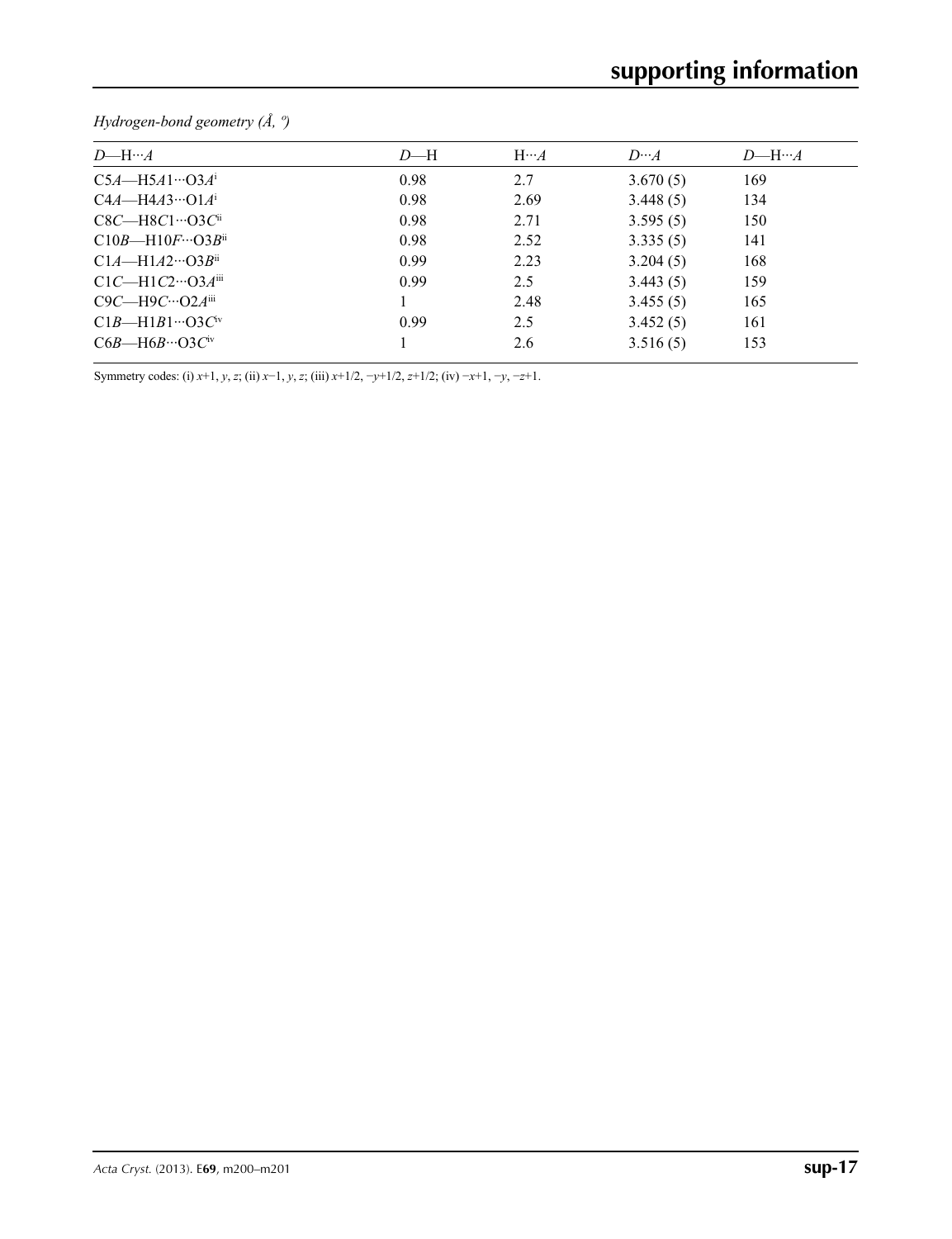*Hydrogen-bond geometry (Å, º)*

| *D*—H···*A* | *D*—H | H···*A* | *D*···*A* | *D*—H···*A* |
|---|---|---|---|---|
| C5*A*—H5*A*1···O3*A*[i] | 0.98 | 2.7 | 3.670 (5) | 169 |
| C4*A*—H4*A*3···O1*A*[i] | 0.98 | 2.69 | 3.448 (5) | 134 |
| C8*C*—H8*C*1···O3*C*[ii] | 0.98 | 2.71 | 3.595 (5) | 150 |
| C10*B*—H10*F*···O3*B*[ii] | 0.98 | 2.52 | 3.335 (5) | 141 |
| C1*A*—H1*A*2···O3*B*[ii] | 0.99 | 2.23 | 3.204 (5) | 168 |
| C1*C*—H1*C*2···O3*A*[iii] | 0.99 | 2.5 | 3.443 (5) | 159 |
| C9*C*—H9*C*···O2*A*[iii] | 1 | 2.48 | 3.455 (5) | 165 |
| C1*B*—H1*B*1···O3*C*[iv] | 0.99 | 2.5 | 3.452 (5) | 161 |
| C6*B*—H6*B*···O3*C*[iv] | 1 | 2.6 | 3.516 (5) | 153 |

Symmetry codes: (i) $x+1, y, z$; (ii) $x-1, y, z$; (iii) $x+1/2, -y+1/2, z+1/2$; (iv) $-x+1, -y, -z+1$.